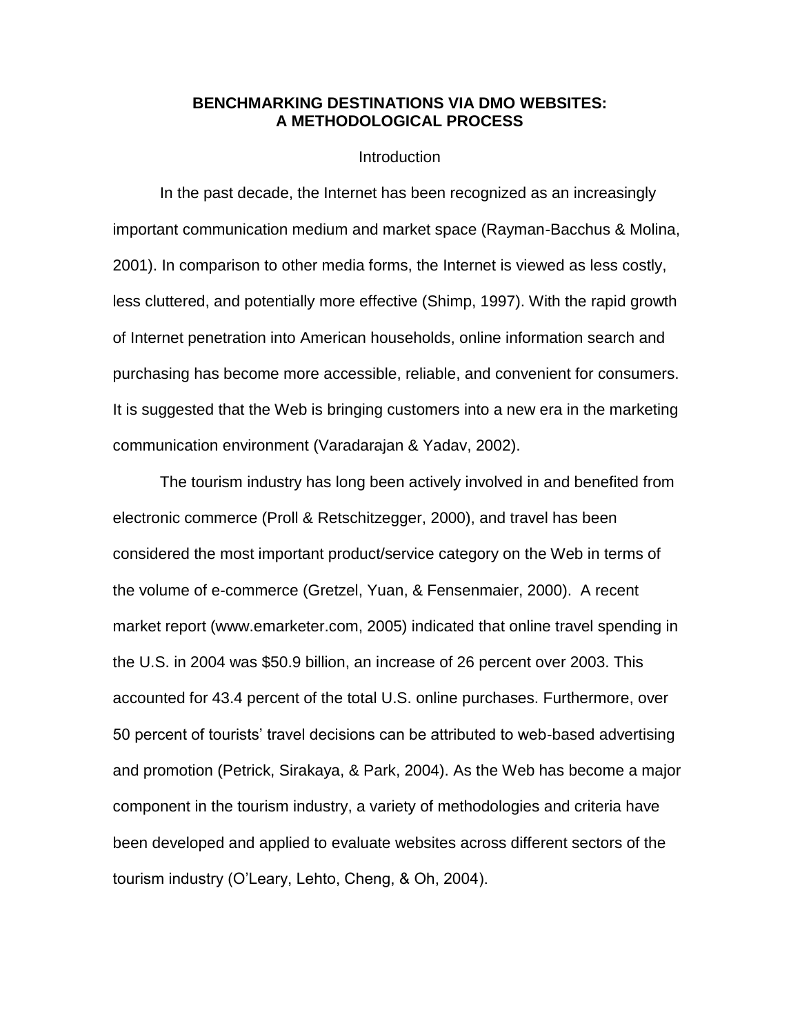# BENCHMARKING DESTINATIONS VIA DMO WEBSITES: A METHODOLOGICAL PROCESS

## Introduction

In the past decade, the Internet has been recognized as an increasingly important communication medium and market space (Rayman-Bacchus & Molina, 2001). In comparison to other media forms, the Internet is viewed as less costly, less cluttered, and potentially more effective (Shimp, 1997). With the rapid growth of Internet penetration into American households, online information search and purchasing has become more accessible, reliable, and convenient for consumers. It is suggested that the Web is bringing customers into a new era in the marketing communication environment (Varadarajan & Yadav, 2002).

The tourism industry has long been actively involved in and benefited from electronic commerce (Proll & Retschitzegger, 2000), and travel has been considered the most important product/service category on the Web in terms of the volume of e-commerce (Gretzel, Yuan, & Fensenmaier, 2000). A recent market report (www.emarketer.com, 2005) indicated that online travel spending in the U.S. in 2004 was $50.9 billion, an increase of 26 percent over 2003. This accounted for 43.4 percent of the total U.S. online purchases. Furthermore, over 50 percent of tourists' travel decisions can be attributed to web-based advertising and promotion (Petrick, Sirakaya, & Park, 2004). As the Web has become a major component in the tourism industry, a variety of methodologies and criteria have been developed and applied to evaluate websites across different sectors of the tourism industry (O'Leary, Lehto, Cheng, & Oh, 2004).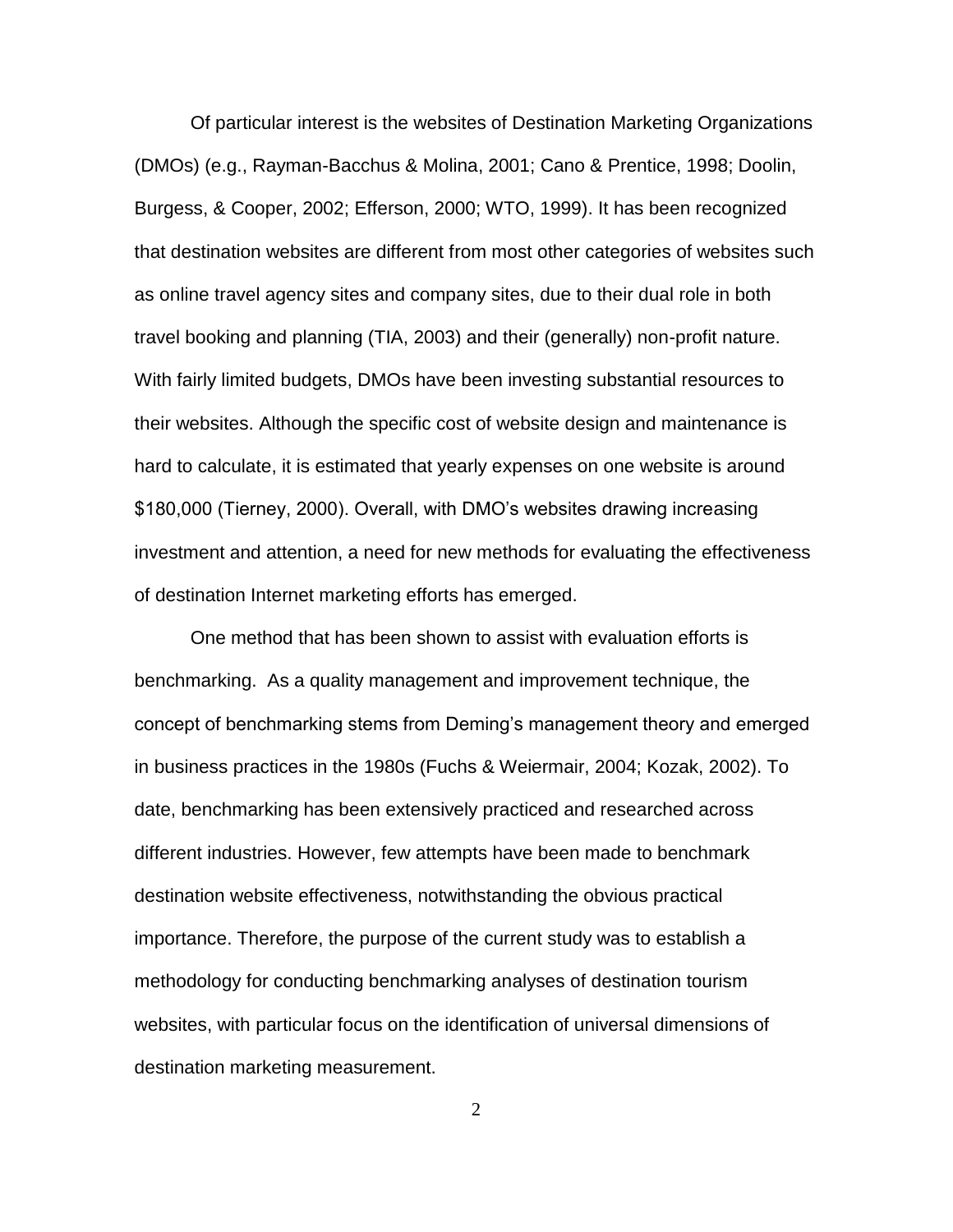Of particular interest is the websites of Destination Marketing Organizations (DMOs) (e.g., Rayman-Bacchus & Molina, 2001; Cano & Prentice, 1998; Doolin, Burgess, & Cooper, 2002; Efferson, 2000; WTO, 1999). It has been recognized that destination websites are different from most other categories of websites such as online travel agency sites and company sites, due to their dual role in both travel booking and planning (TIA, 2003) and their (generally) non-profit nature. With fairly limited budgets, DMOs have been investing substantial resources to their websites. Although the specific cost of website design and maintenance is hard to calculate, it is estimated that yearly expenses on one website is around $180,000 (Tierney, 2000). Overall, with DMO's websites drawing increasing investment and attention, a need for new methods for evaluating the effectiveness of destination Internet marketing efforts has emerged.

One method that has been shown to assist with evaluation efforts is benchmarking. As a quality management and improvement technique, the concept of benchmarking stems from Deming's management theory and emerged in business practices in the 1980s (Fuchs & Weiermair, 2004; Kozak, 2002). To date, benchmarking has been extensively practiced and researched across different industries. However, few attempts have been made to benchmark destination website effectiveness, notwithstanding the obvious practical importance. Therefore, the purpose of the current study was to establish a methodology for conducting benchmarking analyses of destination tourism websites, with particular focus on the identification of universal dimensions of destination marketing measurement.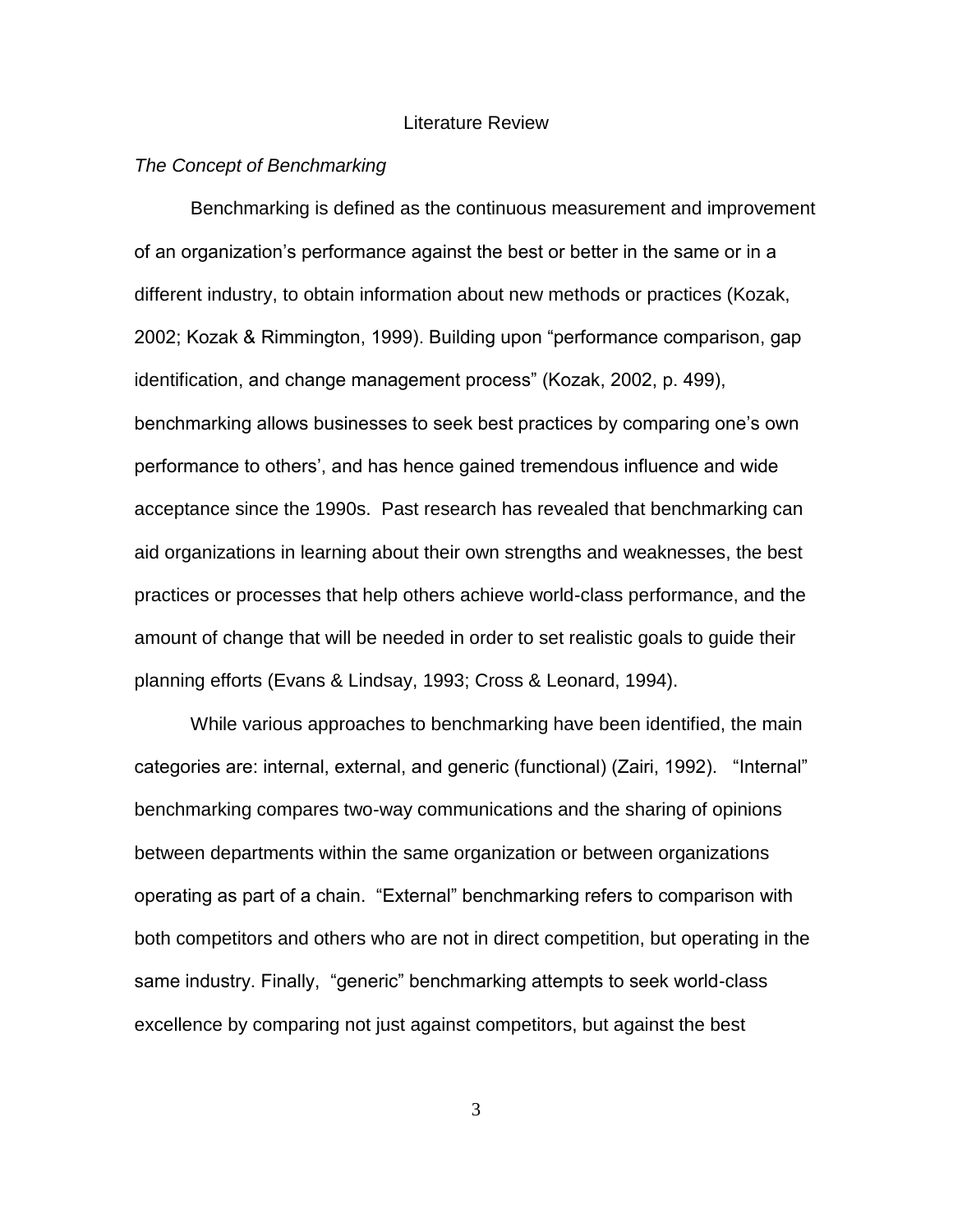# Literature Review

### *The Concept of Benchmarking*

Benchmarking is defined as the continuous measurement and improvement of an organization's performance against the best or better in the same or in a different industry, to obtain information about new methods or practices (Kozak, 2002; Kozak & Rimmington, 1999). Building upon "performance comparison, gap identification, and change management process" (Kozak, 2002, p. 499), benchmarking allows businesses to seek best practices by comparing one's own performance to others', and has hence gained tremendous influence and wide acceptance since the 1990s. Past research has revealed that benchmarking can aid organizations in learning about their own strengths and weaknesses, the best practices or processes that help others achieve world-class performance, and the amount of change that will be needed in order to set realistic goals to guide their planning efforts (Evans & Lindsay, 1993; Cross & Leonard, 1994).

While various approaches to benchmarking have been identified, the main categories are: internal, external, and generic (functional) (Zairi, 1992). "Internal" benchmarking compares two-way communications and the sharing of opinions between departments within the same organization or between organizations operating as part of a chain. "External" benchmarking refers to comparison with both competitors and others who are not in direct competition, but operating in the same industry. Finally, "generic" benchmarking attempts to seek world-class excellence by comparing not just against competitors, but against the best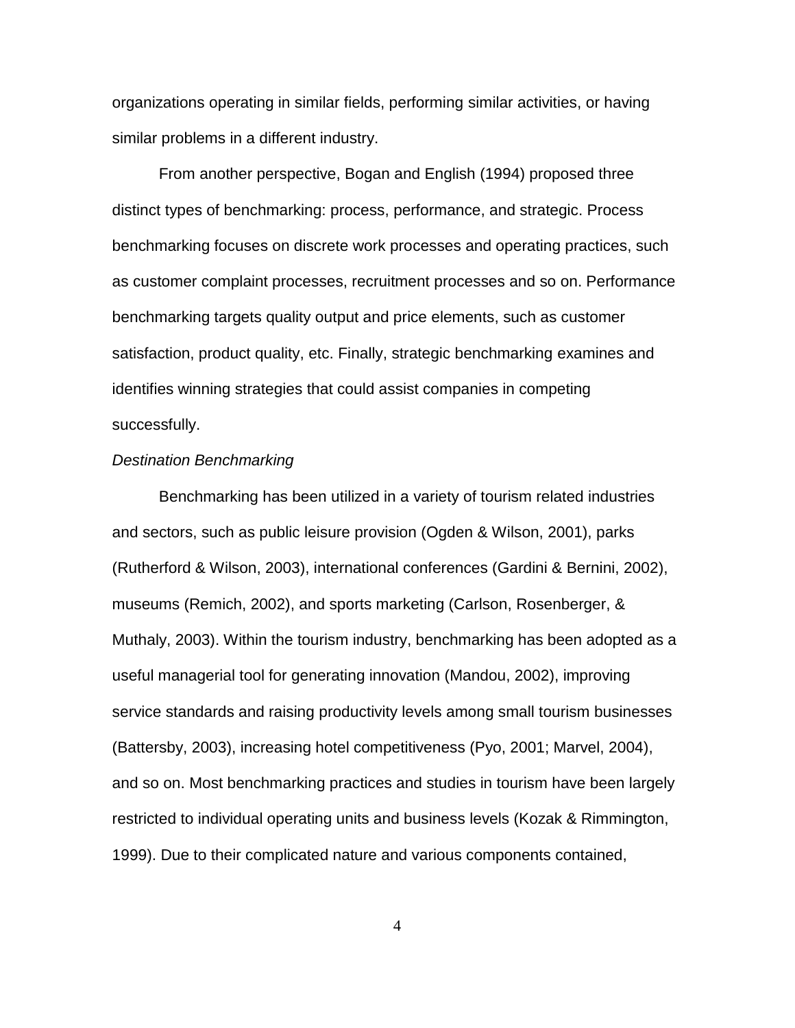organizations operating in similar fields, performing similar activities, or having similar problems in a different industry.

From another perspective, Bogan and English (1994) proposed three distinct types of benchmarking: process, performance, and strategic. Process benchmarking focuses on discrete work processes and operating practices, such as customer complaint processes, recruitment processes and so on. Performance benchmarking targets quality output and price elements, such as customer satisfaction, product quality, etc. Finally, strategic benchmarking examines and identifies winning strategies that could assist companies in competing successfully.

*Destination Benchmarking*

Benchmarking has been utilized in a variety of tourism related industries and sectors, such as public leisure provision (Ogden & Wilson, 2001), parks (Rutherford & Wilson, 2003), international conferences (Gardini & Bernini, 2002), museums (Remich, 2002), and sports marketing (Carlson, Rosenberger, & Muthaly, 2003). Within the tourism industry, benchmarking has been adopted as a useful managerial tool for generating innovation (Mandou, 2002), improving service standards and raising productivity levels among small tourism businesses (Battersby, 2003), increasing hotel competitiveness (Pyo, 2001; Marvel, 2004), and so on. Most benchmarking practices and studies in tourism have been largely restricted to individual operating units and business levels (Kozak & Rimmington, 1999). Due to their complicated nature and various components contained,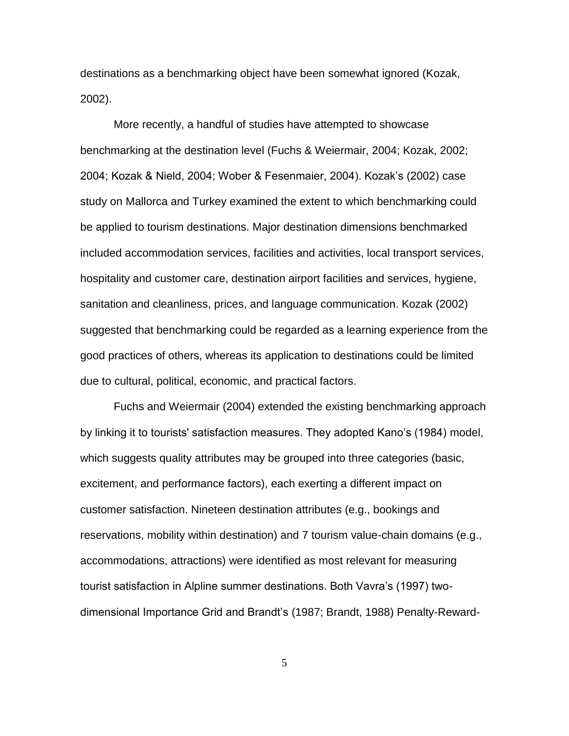destinations as a benchmarking object have been somewhat ignored (Kozak, 2002).

More recently, a handful of studies have attempted to showcase benchmarking at the destination level (Fuchs & Weiermair, 2004; Kozak, 2002; 2004; Kozak & Nield, 2004; Wober & Fesenmaier, 2004). Kozak's (2002) case study on Mallorca and Turkey examined the extent to which benchmarking could be applied to tourism destinations. Major destination dimensions benchmarked included accommodation services, facilities and activities, local transport services, hospitality and customer care, destination airport facilities and services, hygiene, sanitation and cleanliness, prices, and language communication. Kozak (2002) suggested that benchmarking could be regarded as a learning experience from the good practices of others, whereas its application to destinations could be limited due to cultural, political, economic, and practical factors.

Fuchs and Weiermair (2004) extended the existing benchmarking approach by linking it to tourists' satisfaction measures. They adopted Kano's (1984) model, which suggests quality attributes may be grouped into three categories (basic, excitement, and performance factors), each exerting a different impact on customer satisfaction. Nineteen destination attributes (e.g., bookings and reservations, mobility within destination) and 7 tourism value-chain domains (e.g., accommodations, attractions) were identified as most relevant for measuring tourist satisfaction in Alpline summer destinations. Both Vavra's (1997) two-dimensional Importance Grid and Brandt's (1987; Brandt, 1988) Penalty-Reward-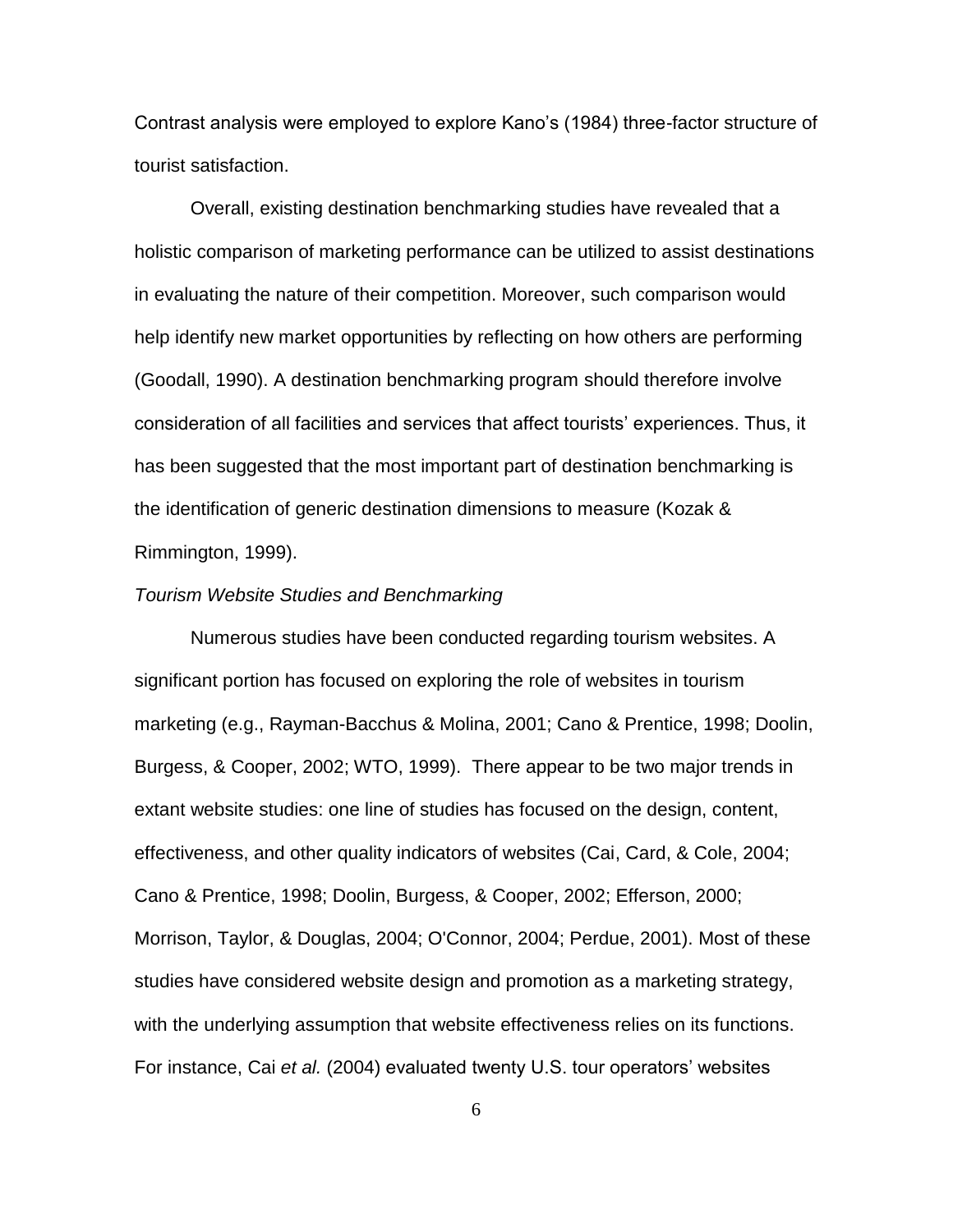Contrast analysis were employed to explore Kano's (1984) three-factor structure of tourist satisfaction.

Overall, existing destination benchmarking studies have revealed that a holistic comparison of marketing performance can be utilized to assist destinations in evaluating the nature of their competition. Moreover, such comparison would help identify new market opportunities by reflecting on how others are performing (Goodall, 1990). A destination benchmarking program should therefore involve consideration of all facilities and services that affect tourists' experiences. Thus, it has been suggested that the most important part of destination benchmarking is the identification of generic destination dimensions to measure (Kozak & Rimmington, 1999).

### *Tourism Website Studies and Benchmarking*

Numerous studies have been conducted regarding tourism websites. A significant portion has focused on exploring the role of websites in tourism marketing (e.g., Rayman-Bacchus & Molina, 2001; Cano & Prentice, 1998; Doolin, Burgess, & Cooper, 2002; WTO, 1999). There appear to be two major trends in extant website studies: one line of studies has focused on the design, content, effectiveness, and other quality indicators of websites (Cai, Card, & Cole, 2004; Cano & Prentice, 1998; Doolin, Burgess, & Cooper, 2002; Efferson, 2000; Morrison, Taylor, & Douglas, 2004; O'Connor, 2004; Perdue, 2001). Most of these studies have considered website design and promotion as a marketing strategy, with the underlying assumption that website effectiveness relies on its functions. For instance, Cai *et al.* (2004) evaluated twenty U.S. tour operators' websites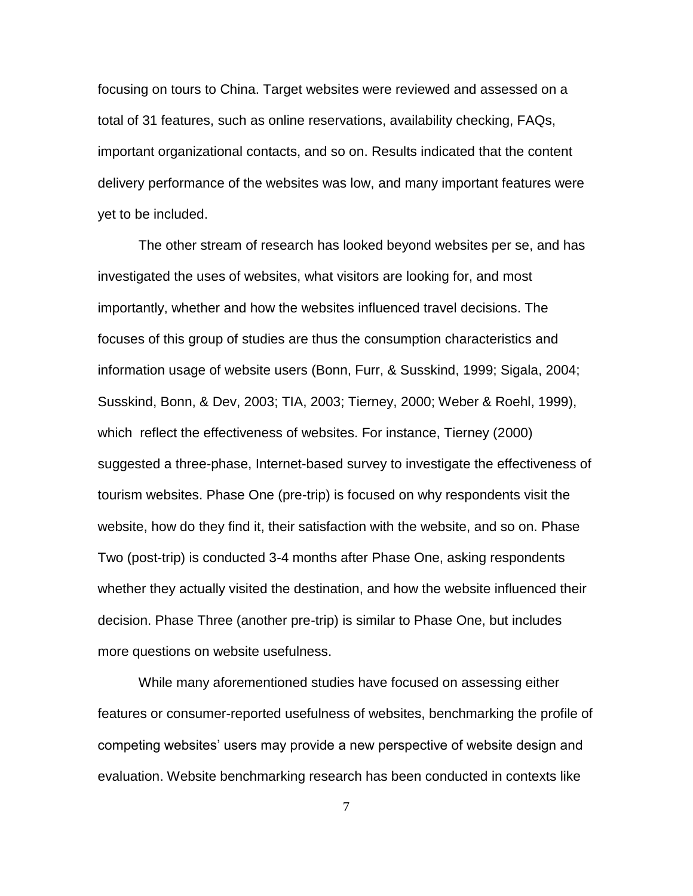focusing on tours to China. Target websites were reviewed and assessed on a total of 31 features, such as online reservations, availability checking, FAQs, important organizational contacts, and so on. Results indicated that the content delivery performance of the websites was low, and many important features were yet to be included.

The other stream of research has looked beyond websites per se, and has investigated the uses of websites, what visitors are looking for, and most importantly, whether and how the websites influenced travel decisions. The focuses of this group of studies are thus the consumption characteristics and information usage of website users (Bonn, Furr, & Susskind, 1999; Sigala, 2004; Susskind, Bonn, & Dev, 2003; TIA, 2003; Tierney, 2000; Weber & Roehl, 1999), which reflect the effectiveness of websites. For instance, Tierney (2000) suggested a three-phase, Internet-based survey to investigate the effectiveness of tourism websites. Phase One (pre-trip) is focused on why respondents visit the website, how do they find it, their satisfaction with the website, and so on. Phase Two (post-trip) is conducted 3-4 months after Phase One, asking respondents whether they actually visited the destination, and how the website influenced their decision. Phase Three (another pre-trip) is similar to Phase One, but includes more questions on website usefulness.

While many aforementioned studies have focused on assessing either features or consumer-reported usefulness of websites, benchmarking the profile of competing websites' users may provide a new perspective of website design and evaluation. Website benchmarking research has been conducted in contexts like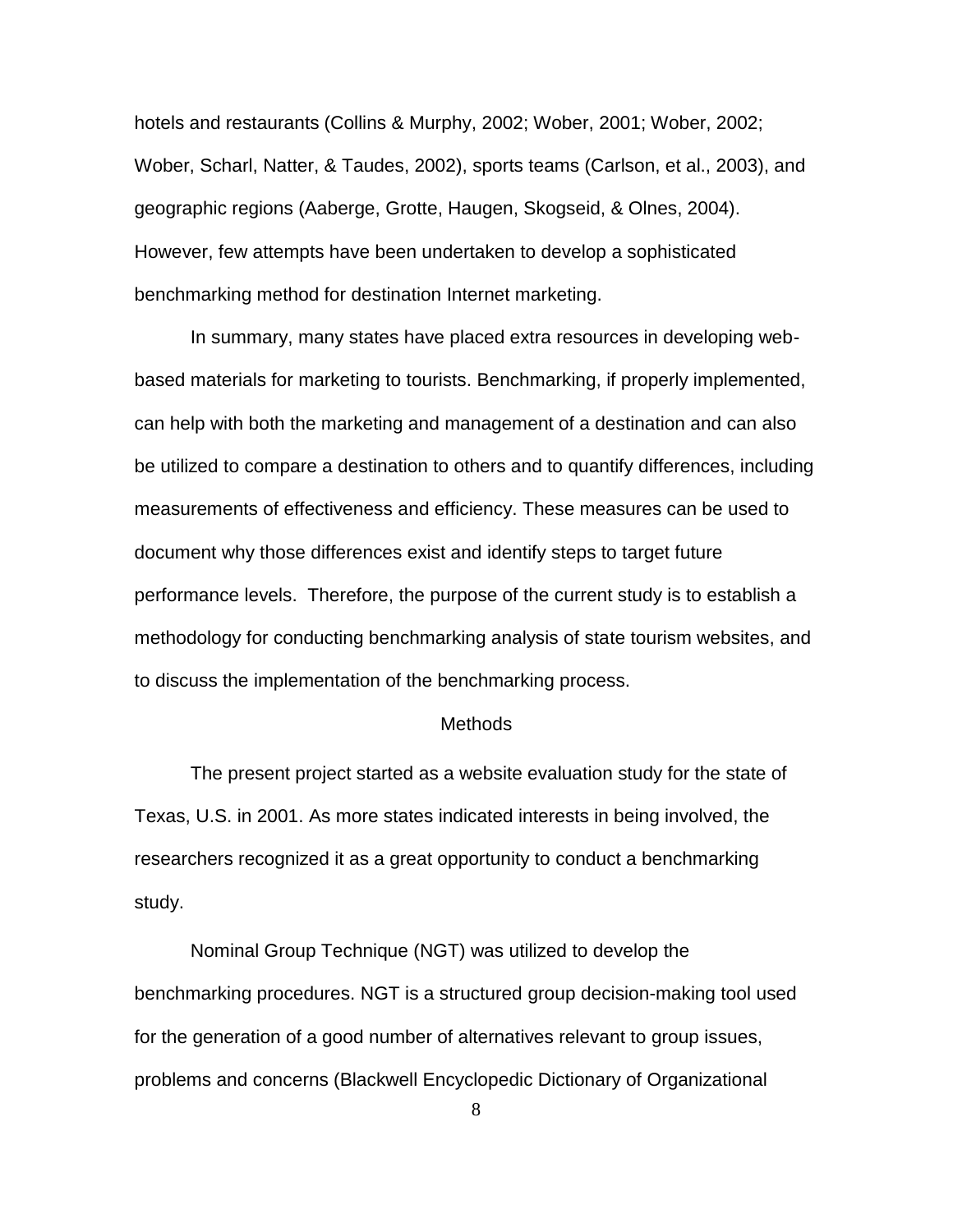hotels and restaurants (Collins & Murphy, 2002; Wober, 2001; Wober, 2002; Wober, Scharl, Natter, & Taudes, 2002), sports teams (Carlson, et al., 2003), and geographic regions (Aaberge, Grotte, Haugen, Skogseid, & Olnes, 2004). However, few attempts have been undertaken to develop a sophisticated benchmarking method for destination Internet marketing.

In summary, many states have placed extra resources in developing web-based materials for marketing to tourists. Benchmarking, if properly implemented, can help with both the marketing and management of a destination and can also be utilized to compare a destination to others and to quantify differences, including measurements of effectiveness and efficiency. These measures can be used to document why those differences exist and identify steps to target future performance levels. Therefore, the purpose of the current study is to establish a methodology for conducting benchmarking analysis of state tourism websites, and to discuss the implementation of the benchmarking process.

## Methods

The present project started as a website evaluation study for the state of Texas, U.S. in 2001. As more states indicated interests in being involved, the researchers recognized it as a great opportunity to conduct a benchmarking study.

Nominal Group Technique (NGT) was utilized to develop the benchmarking procedures. NGT is a structured group decision-making tool used for the generation of a good number of alternatives relevant to group issues, problems and concerns (Blackwell Encyclopedic Dictionary of Organizational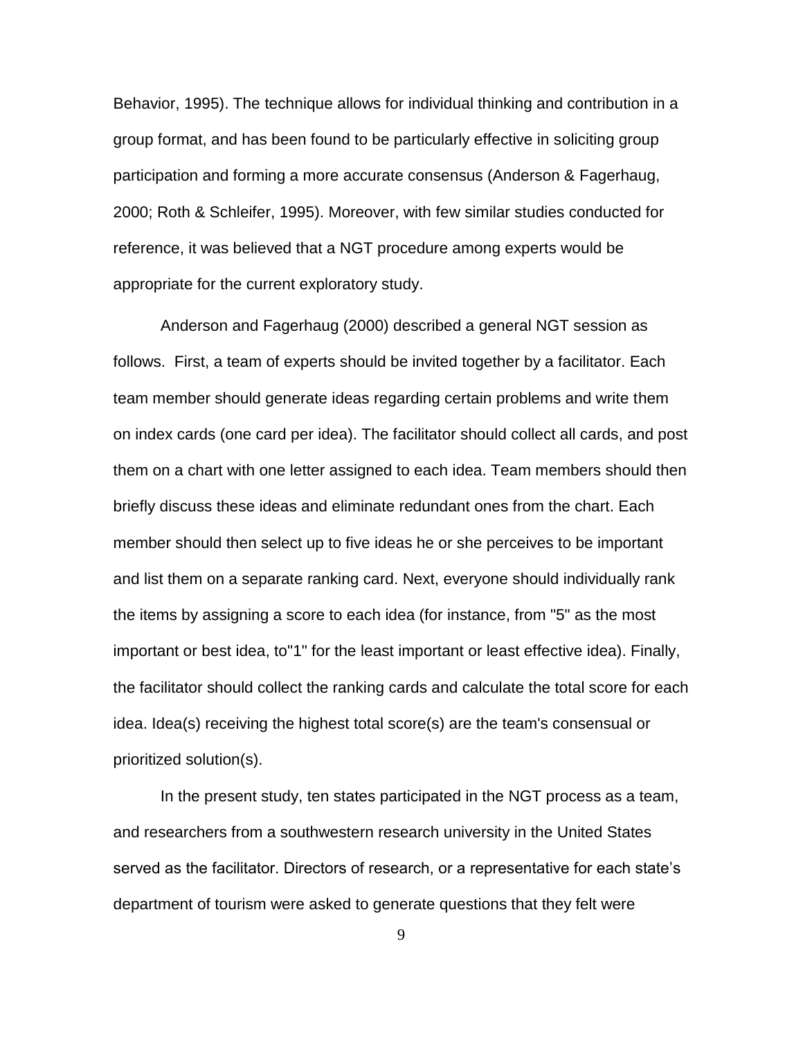Behavior, 1995). The technique allows for individual thinking and contribution in a group format, and has been found to be particularly effective in soliciting group participation and forming a more accurate consensus (Anderson & Fagerhaug, 2000; Roth & Schleifer, 1995). Moreover, with few similar studies conducted for reference, it was believed that a NGT procedure among experts would be appropriate for the current exploratory study.

Anderson and Fagerhaug (2000) described a general NGT session as follows. First, a team of experts should be invited together by a facilitator. Each team member should generate ideas regarding certain problems and write them on index cards (one card per idea). The facilitator should collect all cards, and post them on a chart with one letter assigned to each idea. Team members should then briefly discuss these ideas and eliminate redundant ones from the chart. Each member should then select up to five ideas he or she perceives to be important and list them on a separate ranking card. Next, everyone should individually rank the items by assigning a score to each idea (for instance, from "5" as the most important or best idea, to"1" for the least important or least effective idea). Finally, the facilitator should collect the ranking cards and calculate the total score for each idea. Idea(s) receiving the highest total score(s) are the team's consensual or prioritized solution(s).

In the present study, ten states participated in the NGT process as a team, and researchers from a southwestern research university in the United States served as the facilitator. Directors of research, or a representative for each state's department of tourism were asked to generate questions that they felt were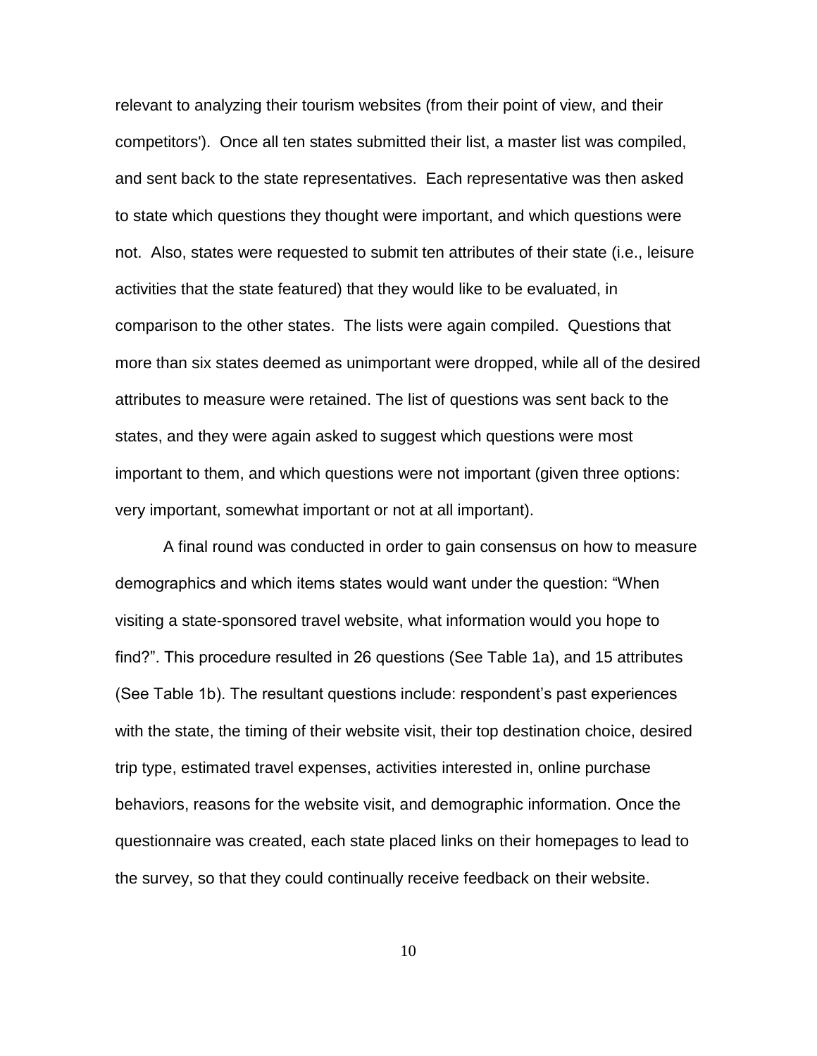relevant to analyzing their tourism websites (from their point of view, and their competitors'). Once all ten states submitted their list, a master list was compiled, and sent back to the state representatives. Each representative was then asked to state which questions they thought were important, and which questions were not. Also, states were requested to submit ten attributes of their state (i.e., leisure activities that the state featured) that they would like to be evaluated, in comparison to the other states. The lists were again compiled. Questions that more than six states deemed as unimportant were dropped, while all of the desired attributes to measure were retained. The list of questions was sent back to the states, and they were again asked to suggest which questions were most important to them, and which questions were not important (given three options: very important, somewhat important or not at all important).

A final round was conducted in order to gain consensus on how to measure demographics and which items states would want under the question: "When visiting a state-sponsored travel website, what information would you hope to find?". This procedure resulted in 26 questions (See Table 1a), and 15 attributes (See Table 1b). The resultant questions include: respondent's past experiences with the state, the timing of their website visit, their top destination choice, desired trip type, estimated travel expenses, activities interested in, online purchase behaviors, reasons for the website visit, and demographic information. Once the questionnaire was created, each state placed links on their homepages to lead to the survey, so that they could continually receive feedback on their website.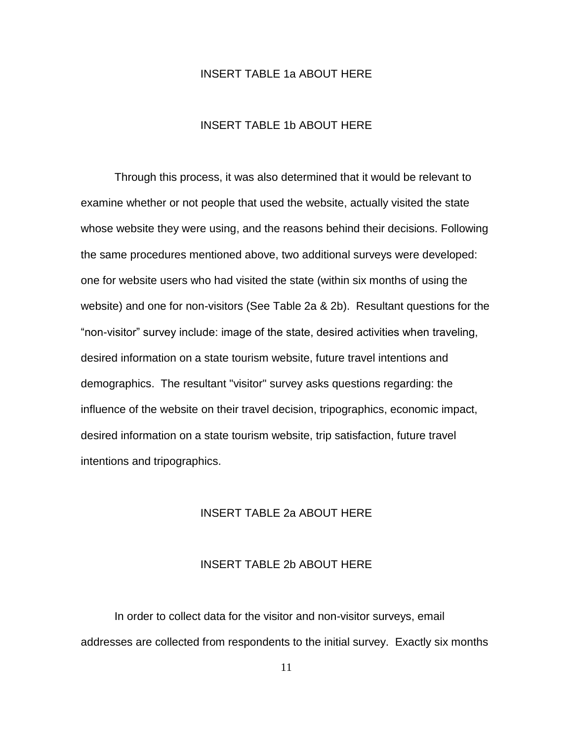INSERT TABLE 1a ABOUT HERE

INSERT TABLE 1b ABOUT HERE

Through this process, it was also determined that it would be relevant to examine whether or not people that used the website, actually visited the state whose website they were using, and the reasons behind their decisions. Following the same procedures mentioned above, two additional surveys were developed: one for website users who had visited the state (within six months of using the website) and one for non-visitors (See Table 2a & 2b). Resultant questions for the "non-visitor" survey include: image of the state, desired activities when traveling, desired information on a state tourism website, future travel intentions and demographics. The resultant "visitor" survey asks questions regarding: the influence of the website on their travel decision, tripographics, economic impact, desired information on a state tourism website, trip satisfaction, future travel intentions and tripographics.

INSERT TABLE 2a ABOUT HERE

INSERT TABLE 2b ABOUT HERE

In order to collect data for the visitor and non-visitor surveys, email addresses are collected from respondents to the initial survey. Exactly six months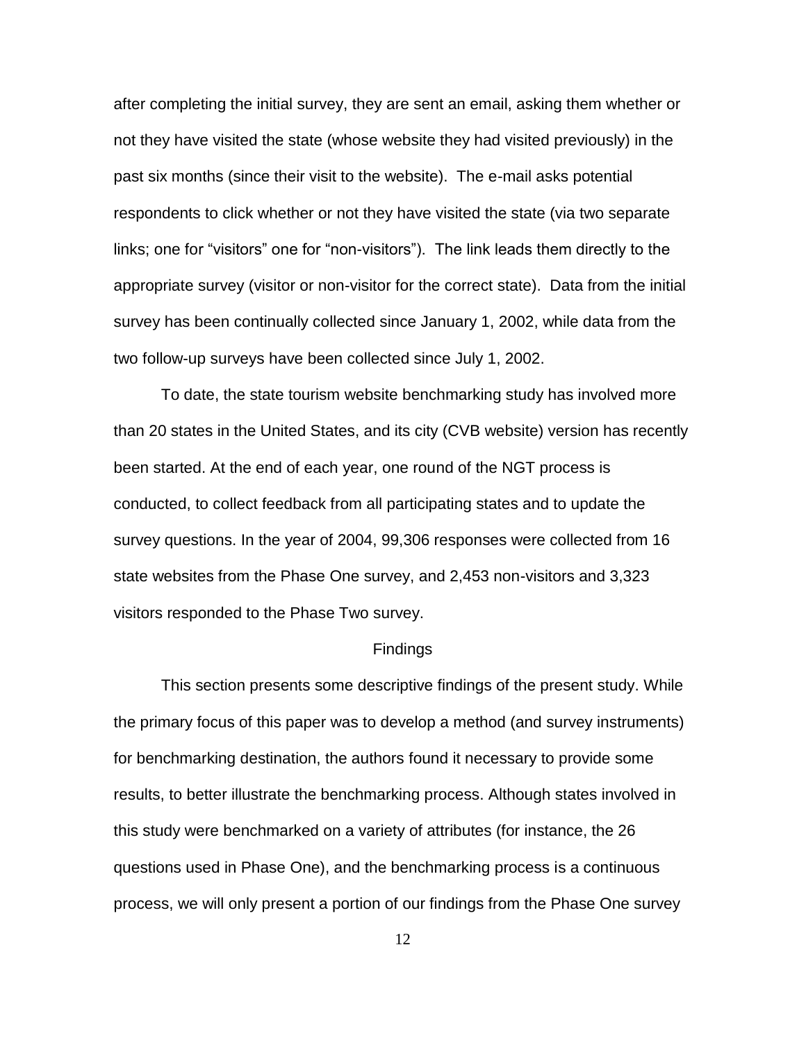after completing the initial survey, they are sent an email, asking them whether or not they have visited the state (whose website they had visited previously) in the past six months (since their visit to the website). The e-mail asks potential respondents to click whether or not they have visited the state (via two separate links; one for "visitors" one for "non-visitors"). The link leads them directly to the appropriate survey (visitor or non-visitor for the correct state). Data from the initial survey has been continually collected since January 1, 2002, while data from the two follow-up surveys have been collected since July 1, 2002.

To date, the state tourism website benchmarking study has involved more than 20 states in the United States, and its city (CVB website) version has recently been started. At the end of each year, one round of the NGT process is conducted, to collect feedback from all participating states and to update the survey questions. In the year of 2004, 99,306 responses were collected from 16 state websites from the Phase One survey, and 2,453 non-visitors and 3,323 visitors responded to the Phase Two survey.

## Findings

This section presents some descriptive findings of the present study. While the primary focus of this paper was to develop a method (and survey instruments) for benchmarking destination, the authors found it necessary to provide some results, to better illustrate the benchmarking process. Although states involved in this study were benchmarked on a variety of attributes (for instance, the 26 questions used in Phase One), and the benchmarking process is a continuous process, we will only present a portion of our findings from the Phase One survey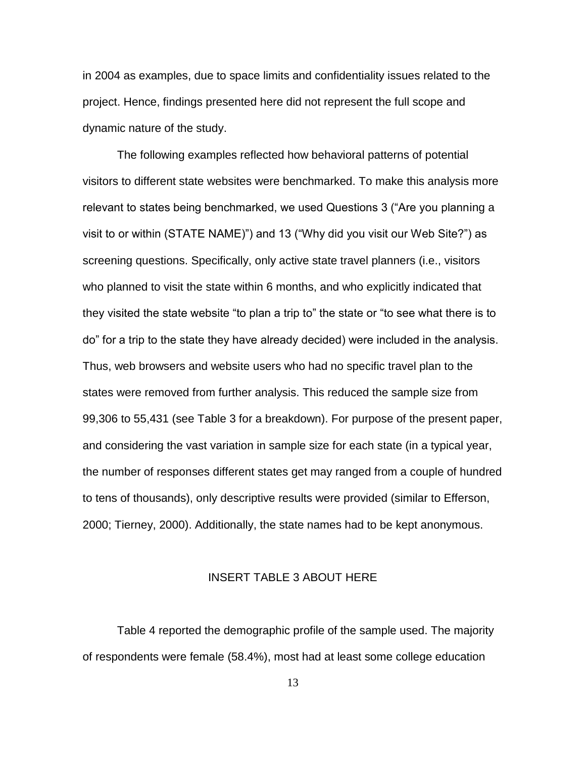in 2004 as examples, due to space limits and confidentiality issues related to the project. Hence, findings presented here did not represent the full scope and dynamic nature of the study.

The following examples reflected how behavioral patterns of potential visitors to different state websites were benchmarked. To make this analysis more relevant to states being benchmarked, we used Questions 3 ("Are you planning a visit to or within (STATE NAME)") and 13 ("Why did you visit our Web Site?") as screening questions. Specifically, only active state travel planners (i.e., visitors who planned to visit the state within 6 months, and who explicitly indicated that they visited the state website "to plan a trip to" the state or "to see what there is to do" for a trip to the state they have already decided) were included in the analysis. Thus, web browsers and website users who had no specific travel plan to the states were removed from further analysis. This reduced the sample size from 99,306 to 55,431 (see Table 3 for a breakdown). For purpose of the present paper, and considering the vast variation in sample size for each state (in a typical year, the number of responses different states get may ranged from a couple of hundred to tens of thousands), only descriptive results were provided (similar to Efferson, 2000; Tierney, 2000). Additionally, the state names had to be kept anonymous.

INSERT TABLE 3 ABOUT HERE

Table 4 reported the demographic profile of the sample used. The majority of respondents were female (58.4%), most had at least some college education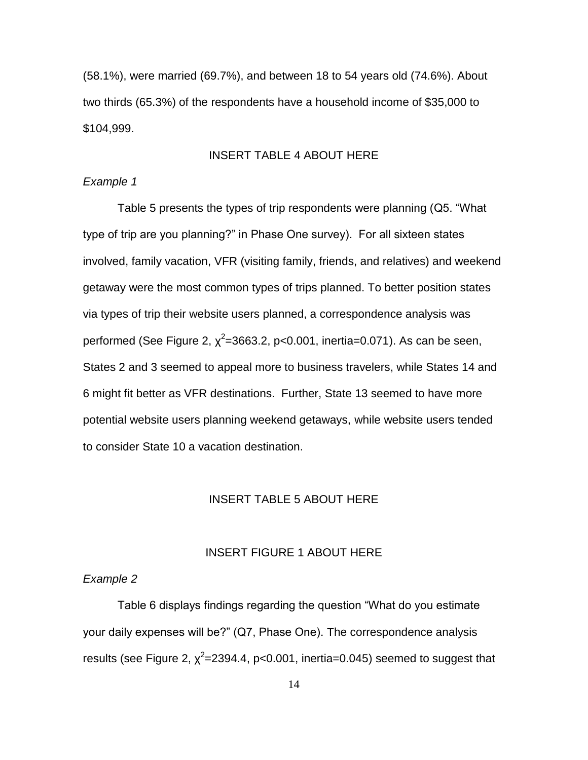(58.1%), were married (69.7%), and between 18 to 54 years old (74.6%). About two thirds (65.3%) of the respondents have a household income of $35,000 to $104,999.

INSERT TABLE 4 ABOUT HERE

*Example 1*

Table 5 presents the types of trip respondents were planning (Q5. "What type of trip are you planning?" in Phase One survey). For all sixteen states involved, family vacation, VFR (visiting family, friends, and relatives) and weekend getaway were the most common types of trips planned. To better position states via types of trip their website users planned, a correspondence analysis was performed (See Figure 2, $\chi^2$=3663.2, $p$<0.001, inertia=0.071). As can be seen, States 2 and 3 seemed to appeal more to business travelers, while States 14 and 6 might fit better as VFR destinations. Further, State 13 seemed to have more potential website users planning weekend getaways, while website users tended to consider State 10 a vacation destination.

INSERT TABLE 5 ABOUT HERE

INSERT FIGURE 1 ABOUT HERE

*Example 2*

Table 6 displays findings regarding the question "What do you estimate your daily expenses will be?" (Q7, Phase One). The correspondence analysis results (see Figure 2, $\chi^2$=2394.4, $p$<0.001, inertia=0.045) seemed to suggest that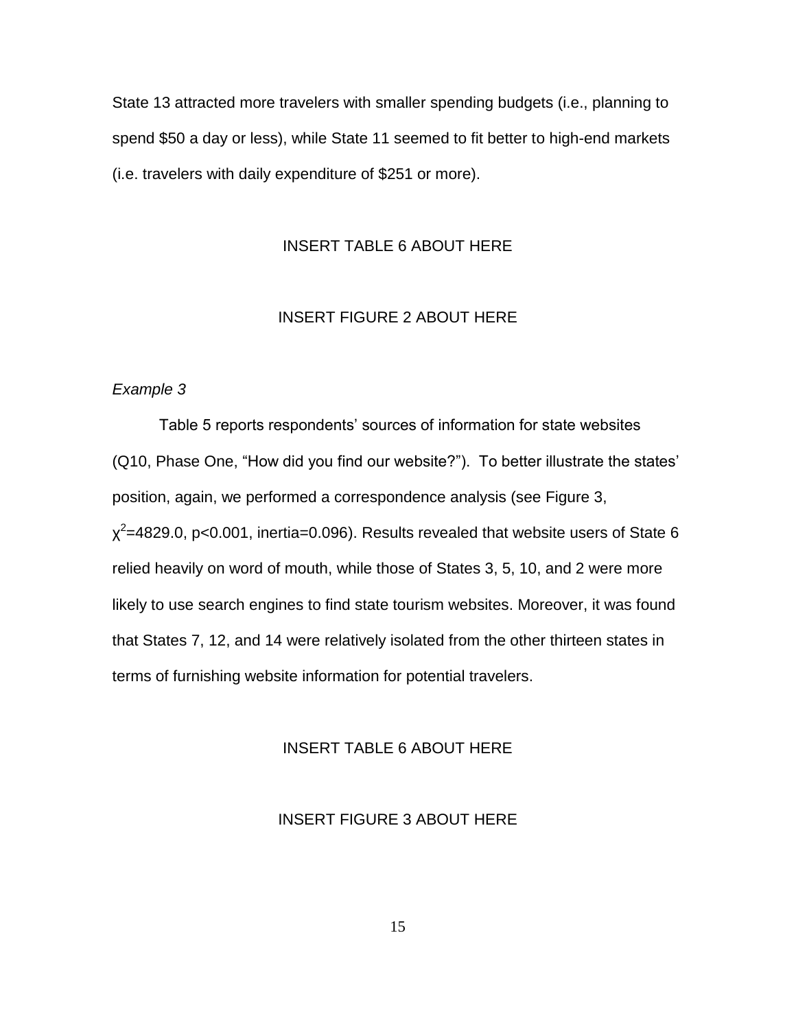State 13 attracted more travelers with smaller spending budgets (i.e., planning to spend $50 a day or less), while State 11 seemed to fit better to high-end markets (i.e. travelers with daily expenditure of $251 or more).

INSERT TABLE 6 ABOUT HERE

INSERT FIGURE 2 ABOUT HERE

*Example 3*

Table 5 reports respondents' sources of information for state websites (Q10, Phase One, "How did you find our website?"). To better illustrate the states' position, again, we performed a correspondence analysis (see Figure 3, $\chi^2$=4829.0, p<0.001, inertia=0.096). Results revealed that website users of State 6 relied heavily on word of mouth, while those of States 3, 5, 10, and 2 were more likely to use search engines to find state tourism websites. Moreover, it was found that States 7, 12, and 14 were relatively isolated from the other thirteen states in terms of furnishing website information for potential travelers.

INSERT TABLE 6 ABOUT HERE

INSERT FIGURE 3 ABOUT HERE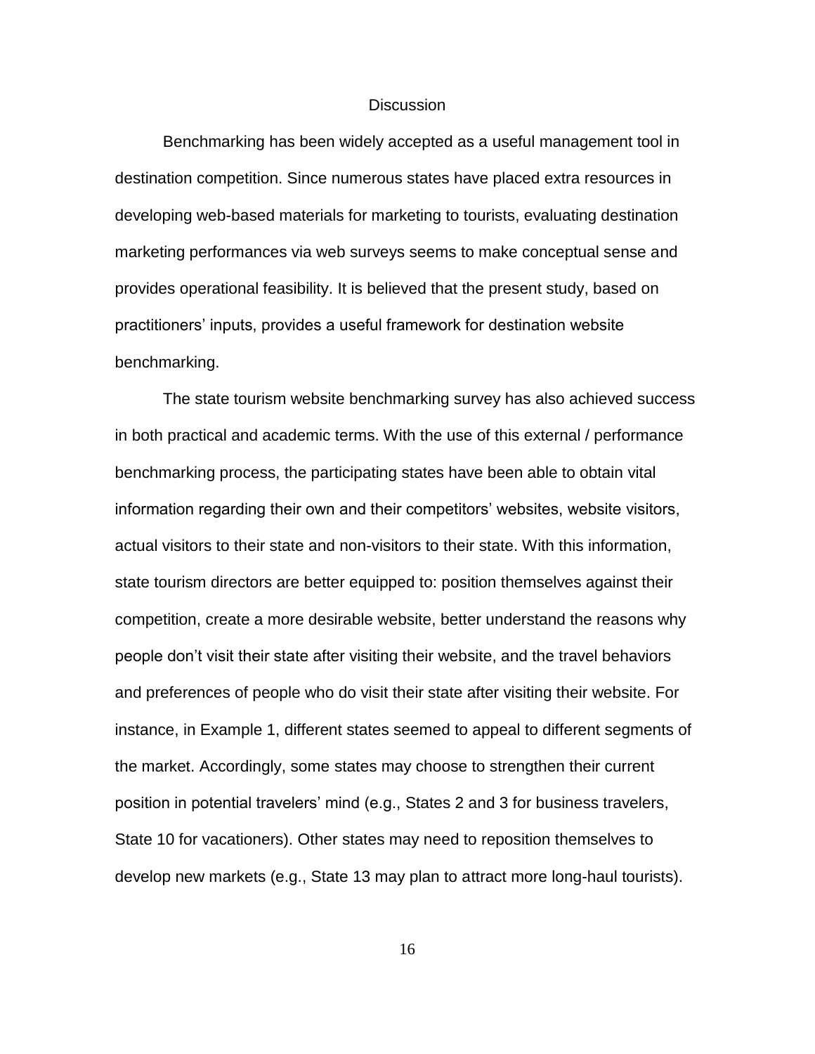## Discussion

Benchmarking has been widely accepted as a useful management tool in destination competition. Since numerous states have placed extra resources in developing web-based materials for marketing to tourists, evaluating destination marketing performances via web surveys seems to make conceptual sense and provides operational feasibility. It is believed that the present study, based on practitioners' inputs, provides a useful framework for destination website benchmarking.

The state tourism website benchmarking survey has also achieved success in both practical and academic terms. With the use of this external / performance benchmarking process, the participating states have been able to obtain vital information regarding their own and their competitors' websites, website visitors, actual visitors to their state and non-visitors to their state. With this information, state tourism directors are better equipped to: position themselves against their competition, create a more desirable website, better understand the reasons why people don't visit their state after visiting their website, and the travel behaviors and preferences of people who do visit their state after visiting their website. For instance, in Example 1, different states seemed to appeal to different segments of the market. Accordingly, some states may choose to strengthen their current position in potential travelers' mind (e.g., States 2 and 3 for business travelers, State 10 for vacationers). Other states may need to reposition themselves to develop new markets (e.g., State 13 may plan to attract more long-haul tourists).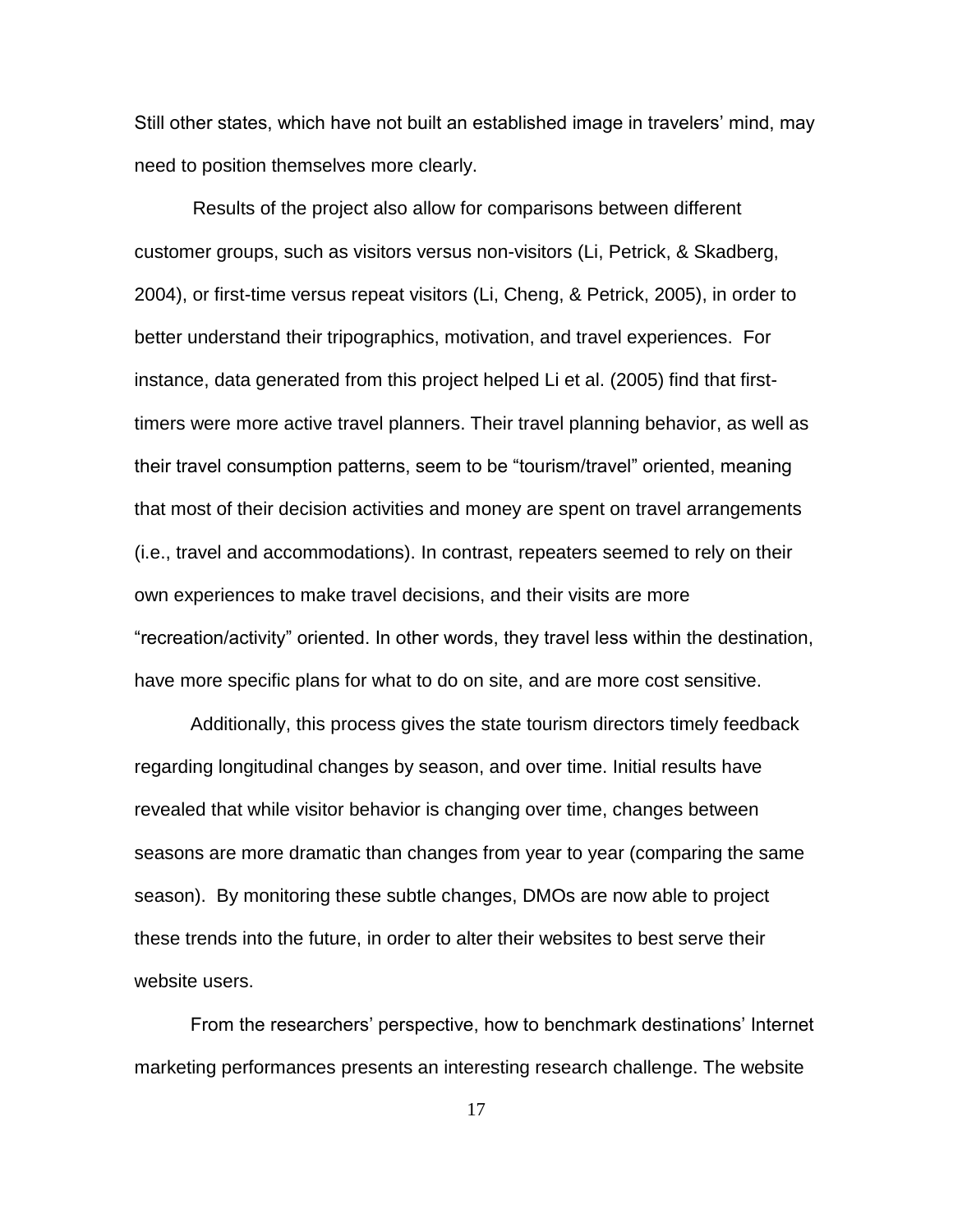Still other states, which have not built an established image in travelers' mind, may need to position themselves more clearly.

Results of the project also allow for comparisons between different customer groups, such as visitors versus non-visitors (Li, Petrick, & Skadberg, 2004), or first-time versus repeat visitors (Li, Cheng, & Petrick, 2005), in order to better understand their tripographics, motivation, and travel experiences. For instance, data generated from this project helped Li et al. (2005) find that first-timers were more active travel planners. Their travel planning behavior, as well as their travel consumption patterns, seem to be "tourism/travel" oriented, meaning that most of their decision activities and money are spent on travel arrangements (i.e., travel and accommodations). In contrast, repeaters seemed to rely on their own experiences to make travel decisions, and their visits are more "recreation/activity" oriented. In other words, they travel less within the destination, have more specific plans for what to do on site, and are more cost sensitive.

Additionally, this process gives the state tourism directors timely feedback regarding longitudinal changes by season, and over time. Initial results have revealed that while visitor behavior is changing over time, changes between seasons are more dramatic than changes from year to year (comparing the same season). By monitoring these subtle changes, DMOs are now able to project these trends into the future, in order to alter their websites to best serve their website users.

From the researchers' perspective, how to benchmark destinations' Internet marketing performances presents an interesting research challenge. The website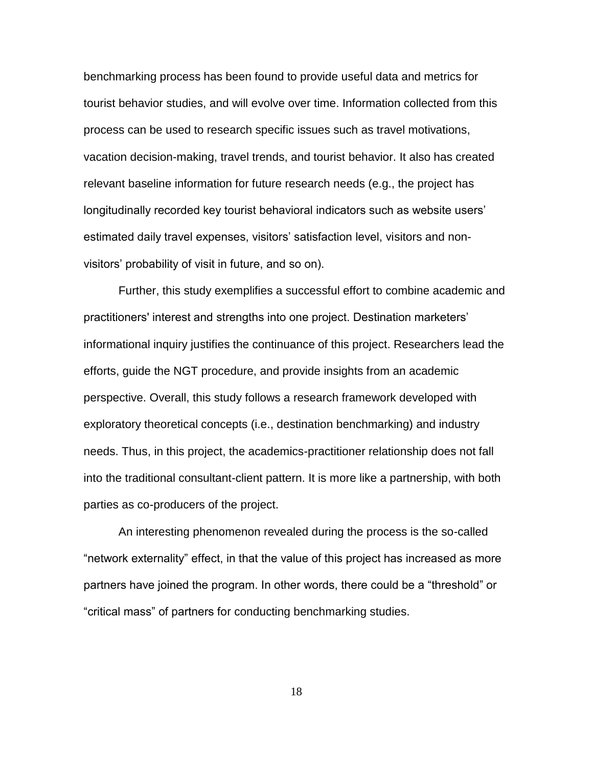benchmarking process has been found to provide useful data and metrics for tourist behavior studies, and will evolve over time. Information collected from this process can be used to research specific issues such as travel motivations, vacation decision-making, travel trends, and tourist behavior. It also has created relevant baseline information for future research needs (e.g., the project has longitudinally recorded key tourist behavioral indicators such as website users' estimated daily travel expenses, visitors' satisfaction level, visitors and non-visitors' probability of visit in future, and so on).

Further, this study exemplifies a successful effort to combine academic and practitioners' interest and strengths into one project. Destination marketers' informational inquiry justifies the continuance of this project. Researchers lead the efforts, guide the NGT procedure, and provide insights from an academic perspective. Overall, this study follows a research framework developed with exploratory theoretical concepts (i.e., destination benchmarking) and industry needs. Thus, in this project, the academics-practitioner relationship does not fall into the traditional consultant-client pattern. It is more like a partnership, with both parties as co-producers of the project.

An interesting phenomenon revealed during the process is the so-called "network externality" effect, in that the value of this project has increased as more partners have joined the program. In other words, there could be a "threshold" or "critical mass" of partners for conducting benchmarking studies.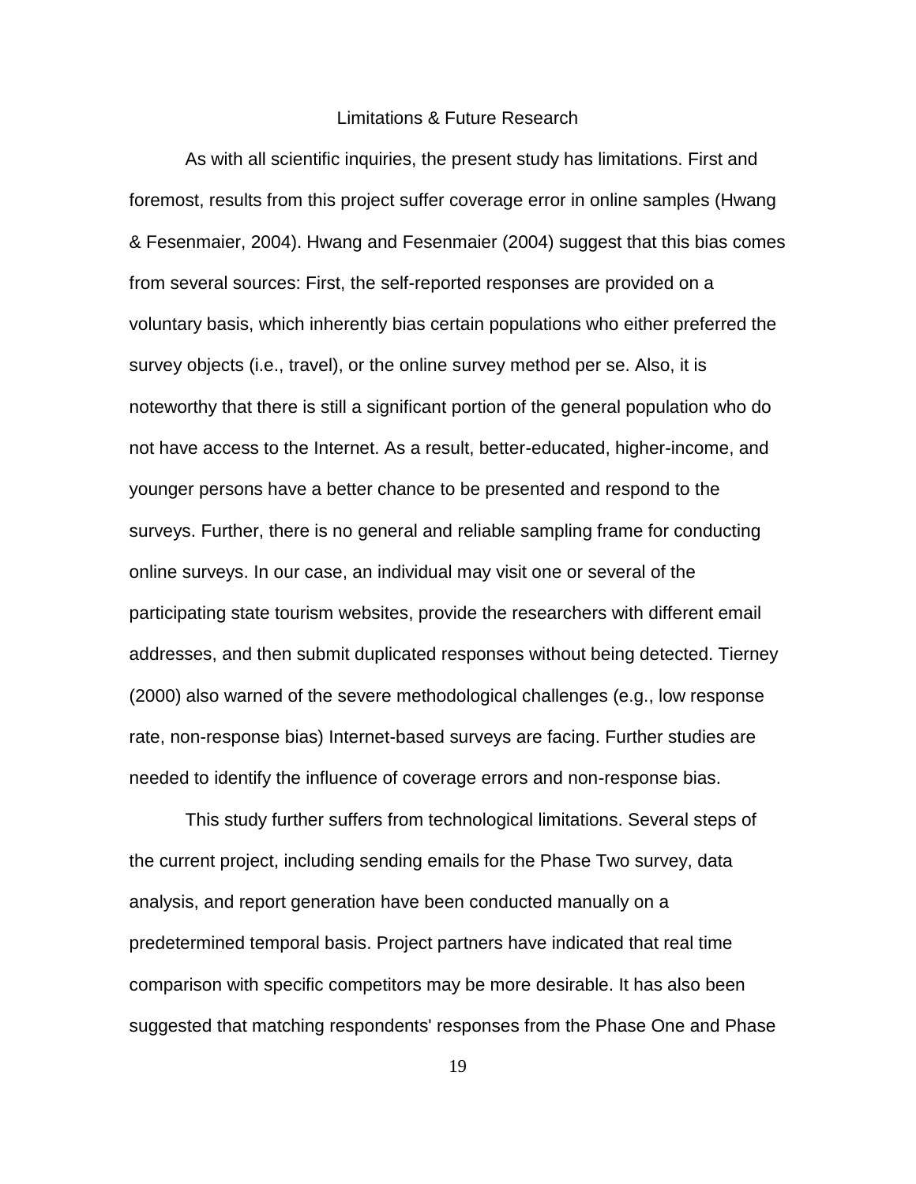## Limitations & Future Research

As with all scientific inquiries, the present study has limitations. First and foremost, results from this project suffer coverage error in online samples (Hwang & Fesenmaier, 2004). Hwang and Fesenmaier (2004) suggest that this bias comes from several sources: First, the self-reported responses are provided on a voluntary basis, which inherently bias certain populations who either preferred the survey objects (i.e., travel), or the online survey method per se. Also, it is noteworthy that there is still a significant portion of the general population who do not have access to the Internet. As a result, better-educated, higher-income, and younger persons have a better chance to be presented and respond to the surveys. Further, there is no general and reliable sampling frame for conducting online surveys. In our case, an individual may visit one or several of the participating state tourism websites, provide the researchers with different email addresses, and then submit duplicated responses without being detected. Tierney (2000) also warned of the severe methodological challenges (e.g., low response rate, non-response bias) Internet-based surveys are facing. Further studies are needed to identify the influence of coverage errors and non-response bias.

This study further suffers from technological limitations. Several steps of the current project, including sending emails for the Phase Two survey, data analysis, and report generation have been conducted manually on a predetermined temporal basis. Project partners have indicated that real time comparison with specific competitors may be more desirable. It has also been suggested that matching respondents' responses from the Phase One and Phase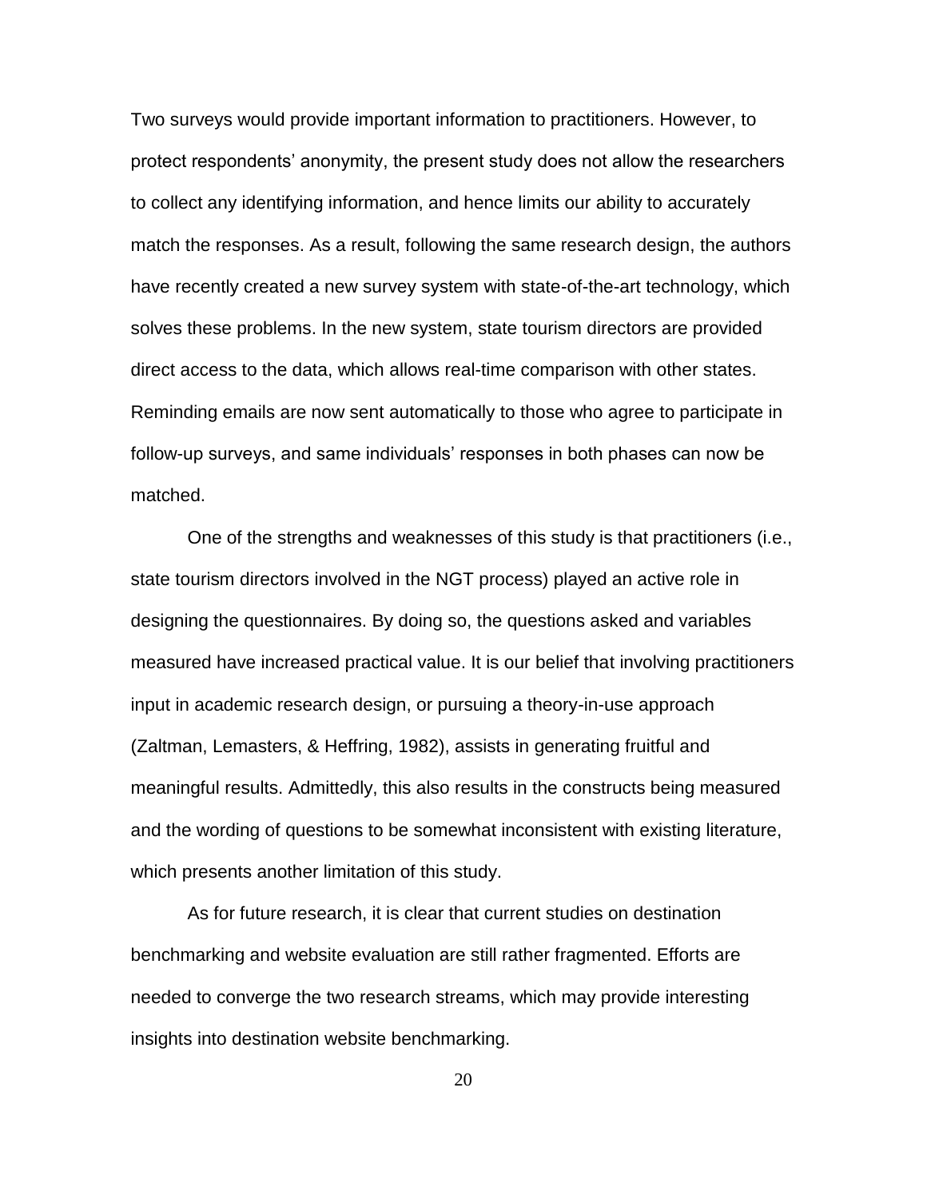Two surveys would provide important information to practitioners. However, to protect respondents' anonymity, the present study does not allow the researchers to collect any identifying information, and hence limits our ability to accurately match the responses. As a result, following the same research design, the authors have recently created a new survey system with state-of-the-art technology, which solves these problems. In the new system, state tourism directors are provided direct access to the data, which allows real-time comparison with other states. Reminding emails are now sent automatically to those who agree to participate in follow-up surveys, and same individuals' responses in both phases can now be matched.

One of the strengths and weaknesses of this study is that practitioners (i.e., state tourism directors involved in the NGT process) played an active role in designing the questionnaires. By doing so, the questions asked and variables measured have increased practical value. It is our belief that involving practitioners input in academic research design, or pursuing a theory-in-use approach (Zaltman, Lemasters, & Heffring, 1982), assists in generating fruitful and meaningful results. Admittedly, this also results in the constructs being measured and the wording of questions to be somewhat inconsistent with existing literature, which presents another limitation of this study.

As for future research, it is clear that current studies on destination benchmarking and website evaluation are still rather fragmented. Efforts are needed to converge the two research streams, which may provide interesting insights into destination website benchmarking.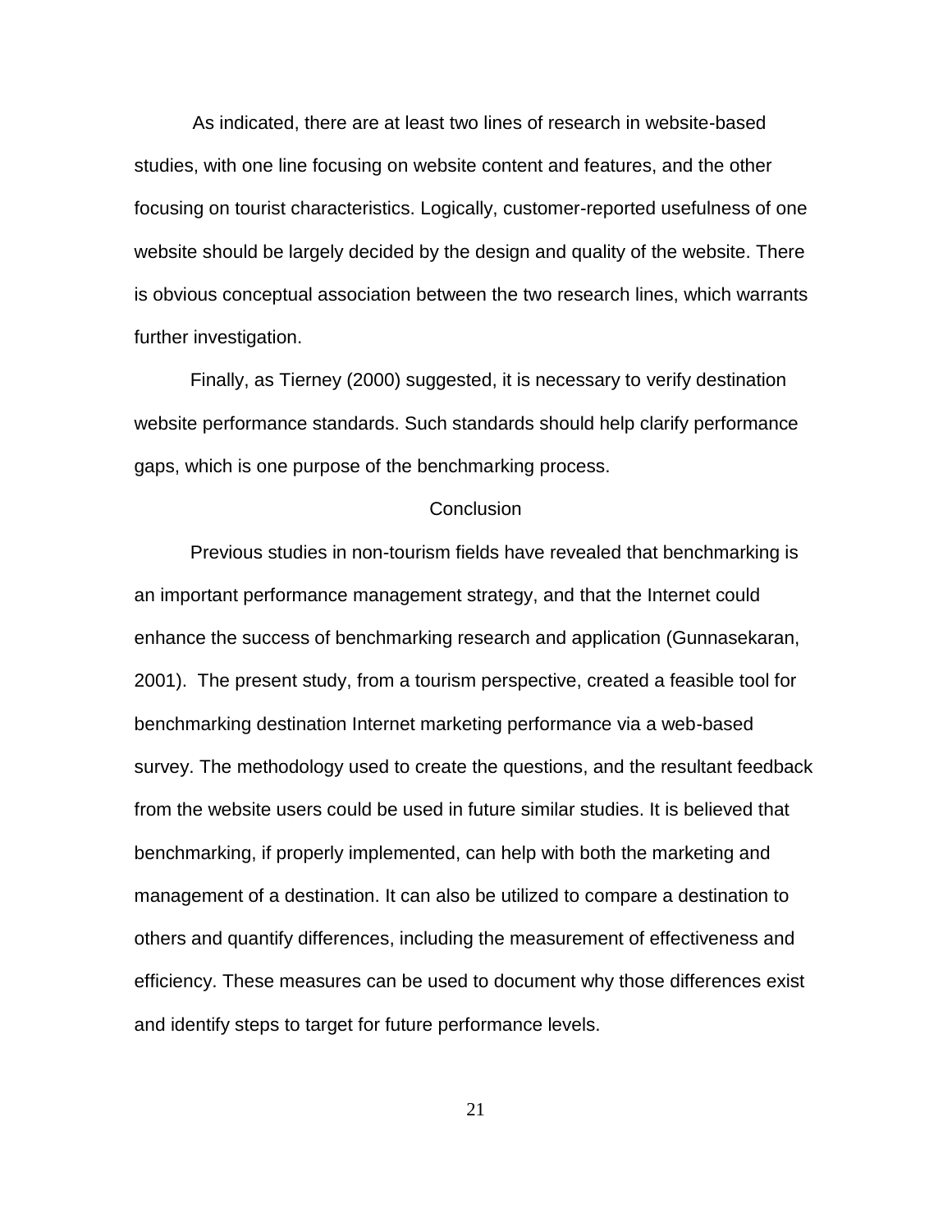As indicated, there are at least two lines of research in website-based studies, with one line focusing on website content and features, and the other focusing on tourist characteristics. Logically, customer-reported usefulness of one website should be largely decided by the design and quality of the website. There is obvious conceptual association between the two research lines, which warrants further investigation.

Finally, as Tierney (2000) suggested, it is necessary to verify destination website performance standards. Such standards should help clarify performance gaps, which is one purpose of the benchmarking process.

## Conclusion

Previous studies in non-tourism fields have revealed that benchmarking is an important performance management strategy, and that the Internet could enhance the success of benchmarking research and application (Gunnasekaran, 2001). The present study, from a tourism perspective, created a feasible tool for benchmarking destination Internet marketing performance via a web-based survey. The methodology used to create the questions, and the resultant feedback from the website users could be used in future similar studies. It is believed that benchmarking, if properly implemented, can help with both the marketing and management of a destination. It can also be utilized to compare a destination to others and quantify differences, including the measurement of effectiveness and efficiency. These measures can be used to document why those differences exist and identify steps to target for future performance levels.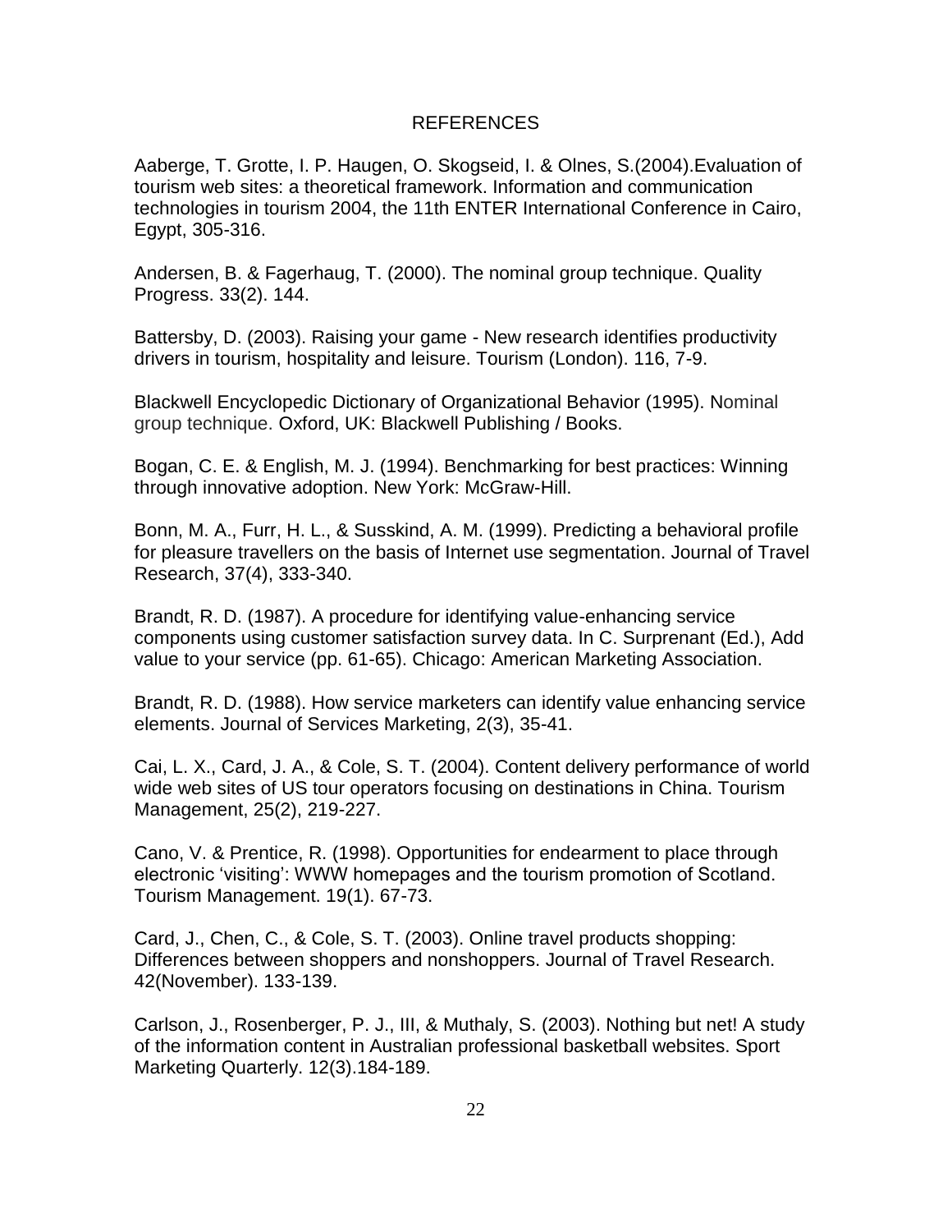# REFERENCES

Aaberge, T. Grotte, I. P. Haugen, O. Skogseid, I. & Olnes, S.(2004).Evaluation of tourism web sites: a theoretical framework. Information and communication technologies in tourism 2004, the 11th ENTER International Conference in Cairo, Egypt, 305-316.

Andersen, B. & Fagerhaug, T. (2000). The nominal group technique. Quality Progress. 33(2). 144.

Battersby, D. (2003). Raising your game - New research identifies productivity drivers in tourism, hospitality and leisure. Tourism (London). 116, 7-9.

Blackwell Encyclopedic Dictionary of Organizational Behavior (1995). Nominal group technique. Oxford, UK: Blackwell Publishing / Books.

Bogan, C. E. & English, M. J. (1994). Benchmarking for best practices: Winning through innovative adoption. New York: McGraw-Hill.

Bonn, M. A., Furr, H. L., & Susskind, A. M. (1999). Predicting a behavioral profile for pleasure travellers on the basis of Internet use segmentation. Journal of Travel Research, 37(4), 333-340.

Brandt, R. D. (1987). A procedure for identifying value-enhancing service components using customer satisfaction survey data. In C. Surprenant (Ed.), Add value to your service (pp. 61-65). Chicago: American Marketing Association.

Brandt, R. D. (1988). How service marketers can identify value enhancing service elements. Journal of Services Marketing, 2(3), 35-41.

Cai, L. X., Card, J. A., & Cole, S. T. (2004). Content delivery performance of world wide web sites of US tour operators focusing on destinations in China. Tourism Management, 25(2), 219-227.

Cano, V. & Prentice, R. (1998). Opportunities for endearment to place through electronic 'visiting': WWW homepages and the tourism promotion of Scotland. Tourism Management. 19(1). 67-73.

Card, J., Chen, C., & Cole, S. T. (2003). Online travel products shopping: Differences between shoppers and nonshoppers. Journal of Travel Research. 42(November). 133-139.

Carlson, J., Rosenberger, P. J., III, & Muthaly, S. (2003). Nothing but net! A study of the information content in Australian professional basketball websites. Sport Marketing Quarterly. 12(3).184-189.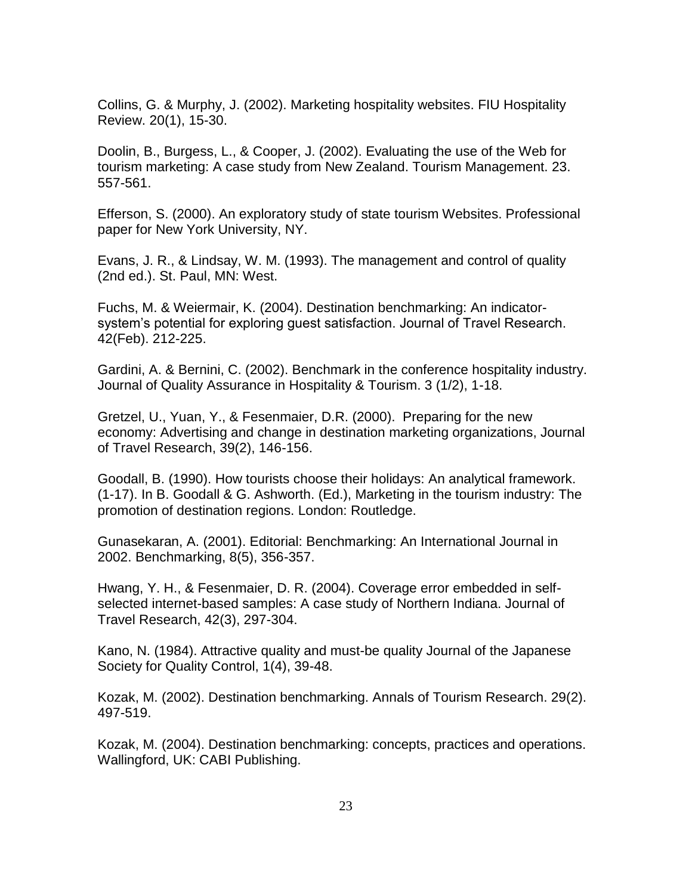Collins, G. & Murphy, J. (2002). Marketing hospitality websites. FIU Hospitality Review. 20(1), 15-30.

Doolin, B., Burgess, L., & Cooper, J. (2002). Evaluating the use of the Web for tourism marketing: A case study from New Zealand. Tourism Management. 23. 557-561.

Efferson, S. (2000). An exploratory study of state tourism Websites. Professional paper for New York University, NY.

Evans, J. R., & Lindsay, W. M. (1993). The management and control of quality (2nd ed.). St. Paul, MN: West.

Fuchs, M. & Weiermair, K. (2004). Destination benchmarking: An indicator-system's potential for exploring guest satisfaction. Journal of Travel Research. 42(Feb). 212-225.

Gardini, A. & Bernini, C. (2002). Benchmark in the conference hospitality industry. Journal of Quality Assurance in Hospitality & Tourism. 3 (1/2), 1-18.

Gretzel, U., Yuan, Y., & Fesenmaier, D.R. (2000). Preparing for the new economy: Advertising and change in destination marketing organizations, Journal of Travel Research, 39(2), 146-156.

Goodall, B. (1990). How tourists choose their holidays: An analytical framework. (1-17). In B. Goodall & G. Ashworth. (Ed.), Marketing in the tourism industry: The promotion of destination regions. London: Routledge.

Gunasekaran, A. (2001). Editorial: Benchmarking: An International Journal in 2002. Benchmarking, 8(5), 356-357.

Hwang, Y. H., & Fesenmaier, D. R. (2004). Coverage error embedded in self-selected internet-based samples: A case study of Northern Indiana. Journal of Travel Research, 42(3), 297-304.

Kano, N. (1984). Attractive quality and must-be quality Journal of the Japanese Society for Quality Control, 1(4), 39-48.

Kozak, M. (2002). Destination benchmarking. Annals of Tourism Research. 29(2). 497-519.

Kozak, M. (2004). Destination benchmarking: concepts, practices and operations. Wallingford, UK: CABI Publishing.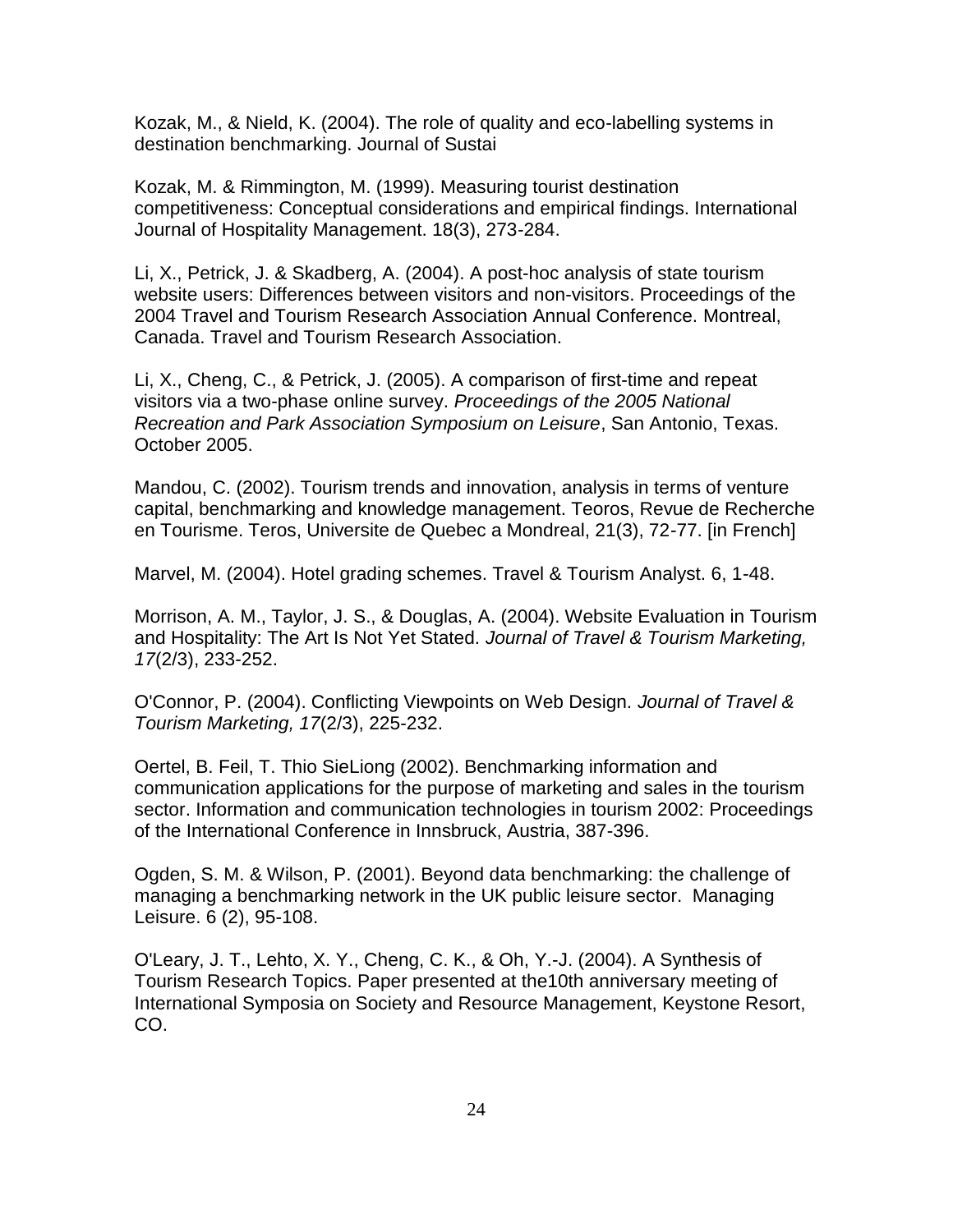Kozak, M., & Nield, K. (2004). The role of quality and eco-labelling systems in destination benchmarking. Journal of Sustai

Kozak, M. & Rimmington, M. (1999). Measuring tourist destination competitiveness: Conceptual considerations and empirical findings. International Journal of Hospitality Management. 18(3), 273-284.

Li, X., Petrick, J. & Skadberg, A. (2004). A post-hoc analysis of state tourism website users: Differences between visitors and non-visitors. Proceedings of the 2004 Travel and Tourism Research Association Annual Conference. Montreal, Canada. Travel and Tourism Research Association.

Li, X., Cheng, C., & Petrick, J. (2005). A comparison of first-time and repeat visitors via a two-phase online survey. *Proceedings of the 2005 National Recreation and Park Association Symposium on Leisure*, San Antonio, Texas. October 2005.

Mandou, C. (2002). Tourism trends and innovation, analysis in terms of venture capital, benchmarking and knowledge management. Teoros, Revue de Recherche en Tourisme. Teros, Universite de Quebec a Mondreal, 21(3), 72-77. [in French]

Marvel, M. (2004). Hotel grading schemes. Travel & Tourism Analyst. 6, 1-48.

Morrison, A. M., Taylor, J. S., & Douglas, A. (2004). Website Evaluation in Tourism and Hospitality: The Art Is Not Yet Stated. *Journal of Travel & Tourism Marketing, 17*(2/3), 233-252.

O'Connor, P. (2004). Conflicting Viewpoints on Web Design. *Journal of Travel & Tourism Marketing, 17*(2/3), 225-232.

Oertel, B. Feil, T. Thio SieLiong (2002). Benchmarking information and communication applications for the purpose of marketing and sales in the tourism sector. Information and communication technologies in tourism 2002: Proceedings of the International Conference in Innsbruck, Austria, 387-396.

Ogden, S. M. & Wilson, P. (2001). Beyond data benchmarking: the challenge of managing a benchmarking network in the UK public leisure sector. Managing Leisure. 6 (2), 95-108.

O'Leary, J. T., Lehto, X. Y., Cheng, C. K., & Oh, Y.-J. (2004). A Synthesis of Tourism Research Topics. Paper presented at the10th anniversary meeting of International Symposia on Society and Resource Management, Keystone Resort, CO.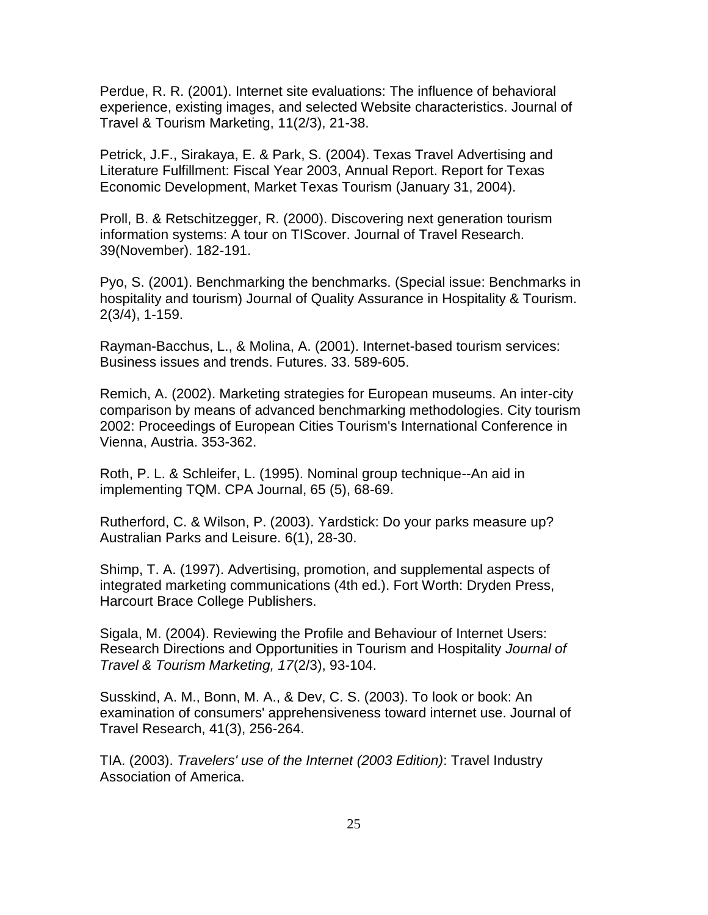Perdue, R. R. (2001). Internet site evaluations: The influence of behavioral experience, existing images, and selected Website characteristics. Journal of Travel & Tourism Marketing, 11(2/3), 21-38.

Petrick, J.F., Sirakaya, E. & Park, S. (2004). Texas Travel Advertising and Literature Fulfillment: Fiscal Year 2003, Annual Report. Report for Texas Economic Development, Market Texas Tourism (January 31, 2004).

Proll, B. & Retschitzegger, R. (2000). Discovering next generation tourism information systems: A tour on TIScover. Journal of Travel Research. 39(November). 182-191.

Pyo, S. (2001). Benchmarking the benchmarks. (Special issue: Benchmarks in hospitality and tourism) Journal of Quality Assurance in Hospitality & Tourism. 2(3/4), 1-159.

Rayman-Bacchus, L., & Molina, A. (2001). Internet-based tourism services: Business issues and trends. Futures. 33. 589-605.

Remich, A. (2002). Marketing strategies for European museums. An inter-city comparison by means of advanced benchmarking methodologies. City tourism 2002: Proceedings of European Cities Tourism's International Conference in Vienna, Austria. 353-362.

Roth, P. L. & Schleifer, L. (1995). Nominal group technique--An aid in implementing TQM. CPA Journal, 65 (5), 68-69.

Rutherford, C. & Wilson, P. (2003). Yardstick: Do your parks measure up? Australian Parks and Leisure. 6(1), 28-30.

Shimp, T. A. (1997). Advertising, promotion, and supplemental aspects of integrated marketing communications (4th ed.). Fort Worth: Dryden Press, Harcourt Brace College Publishers.

Sigala, M. (2004). Reviewing the Profile and Behaviour of Internet Users: Research Directions and Opportunities in Tourism and Hospitality *Journal of Travel & Tourism Marketing, 17*(2/3), 93-104.

Susskind, A. M., Bonn, M. A., & Dev, C. S. (2003). To look or book: An examination of consumers' apprehensiveness toward internet use. Journal of Travel Research, 41(3), 256-264.

TIA. (2003). *Travelers' use of the Internet (2003 Edition)*: Travel Industry Association of America.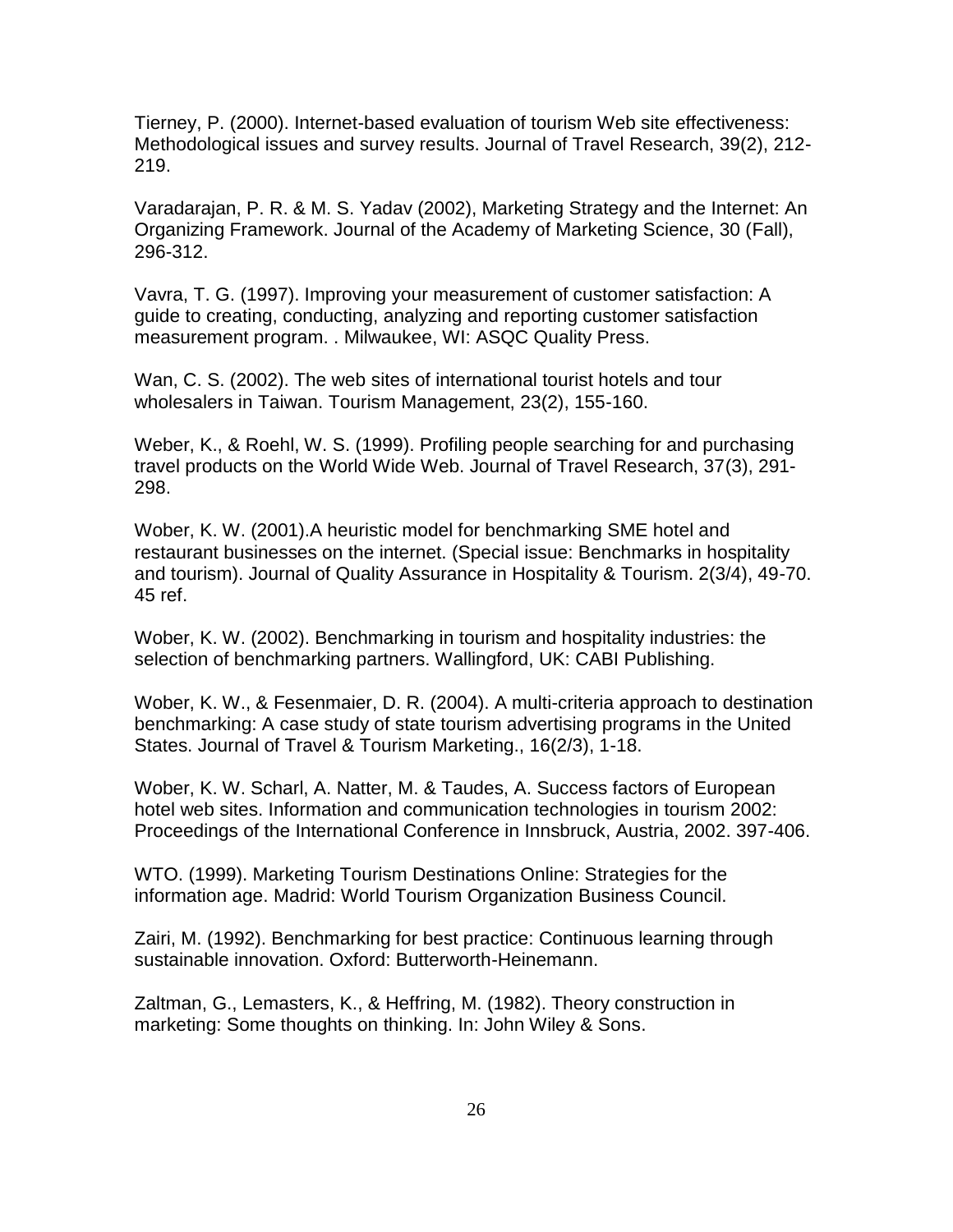Tierney, P. (2000). Internet-based evaluation of tourism Web site effectiveness: Methodological issues and survey results. Journal of Travel Research, 39(2), 212-219.

Varadarajan, P. R. & M. S. Yadav (2002), Marketing Strategy and the Internet: An Organizing Framework. Journal of the Academy of Marketing Science, 30 (Fall), 296-312.

Vavra, T. G. (1997). Improving your measurement of customer satisfaction: A guide to creating, conducting, analyzing and reporting customer satisfaction measurement program. . Milwaukee, WI: ASQC Quality Press.

Wan, C. S. (2002). The web sites of international tourist hotels and tour wholesalers in Taiwan. Tourism Management, 23(2), 155-160.

Weber, K., & Roehl, W. S. (1999). Profiling people searching for and purchasing travel products on the World Wide Web. Journal of Travel Research, 37(3), 291-298.

Wober, K. W. (2001).A heuristic model for benchmarking SME hotel and restaurant businesses on the internet. (Special issue: Benchmarks in hospitality and tourism). Journal of Quality Assurance in Hospitality & Tourism. 2(3/4), 49-70. 45 ref.

Wober, K. W. (2002). Benchmarking in tourism and hospitality industries: the selection of benchmarking partners. Wallingford, UK: CABI Publishing.

Wober, K. W., & Fesenmaier, D. R. (2004). A multi-criteria approach to destination benchmarking: A case study of state tourism advertising programs in the United States. Journal of Travel & Tourism Marketing., 16(2/3), 1-18.

Wober, K. W. Scharl, A. Natter, M. & Taudes, A. Success factors of European hotel web sites. Information and communication technologies in tourism 2002: Proceedings of the International Conference in Innsbruck, Austria, 2002. 397-406.

WTO. (1999). Marketing Tourism Destinations Online: Strategies for the information age. Madrid: World Tourism Organization Business Council.

Zairi, M. (1992). Benchmarking for best practice: Continuous learning through sustainable innovation. Oxford: Butterworth-Heinemann.

Zaltman, G., Lemasters, K., & Heffring, M. (1982). Theory construction in marketing: Some thoughts on thinking. In: John Wiley & Sons.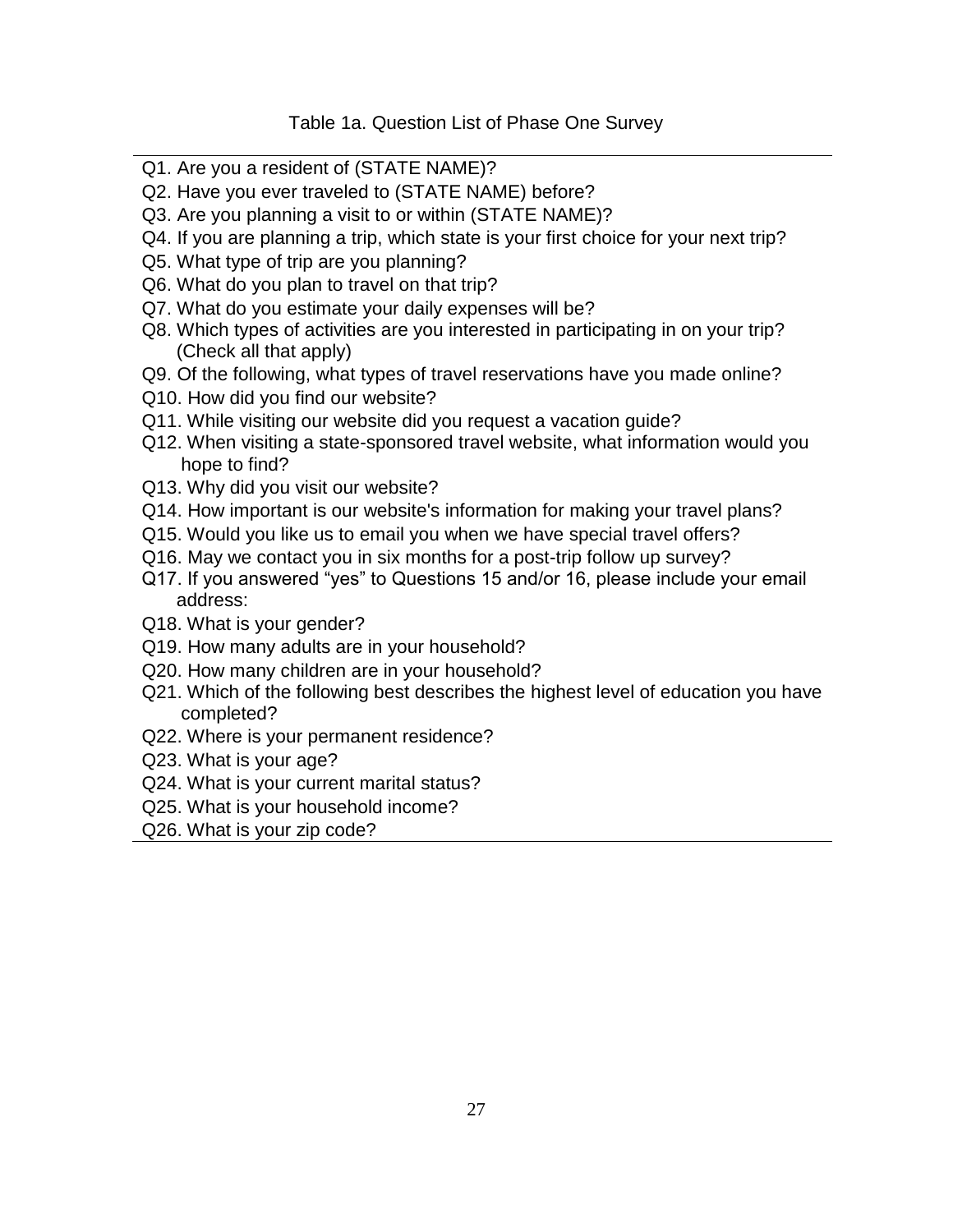Table 1a. Question List of Phase One Survey

Q1. Are you a resident of (STATE NAME)?

Q2. Have you ever traveled to (STATE NAME) before?

Q3. Are you planning a visit to or within (STATE NAME)?

Q4. If you are planning a trip, which state is your first choice for your next trip?

Q5. What type of trip are you planning?

Q6. What do you plan to travel on that trip?

Q7. What do you estimate your daily expenses will be?

Q8. Which types of activities are you interested in participating in on your trip? (Check all that apply)

Q9. Of the following, what types of travel reservations have you made online?

Q10. How did you find our website?

Q11. While visiting our website did you request a vacation guide?

Q12. When visiting a state-sponsored travel website, what information would you hope to find?

Q13. Why did you visit our website?

Q14. How important is our website's information for making your travel plans?

Q15. Would you like us to email you when we have special travel offers?

Q16. May we contact you in six months for a post-trip follow up survey?

Q17. If you answered "yes" to Questions 15 and/or 16, please include your email address:

Q18. What is your gender?

Q19. How many adults are in your household?

Q20. How many children are in your household?

Q21. Which of the following best describes the highest level of education you have completed?

Q22. Where is your permanent residence?

Q23. What is your age?

Q24. What is your current marital status?

Q25. What is your household income?

Q26. What is your zip code?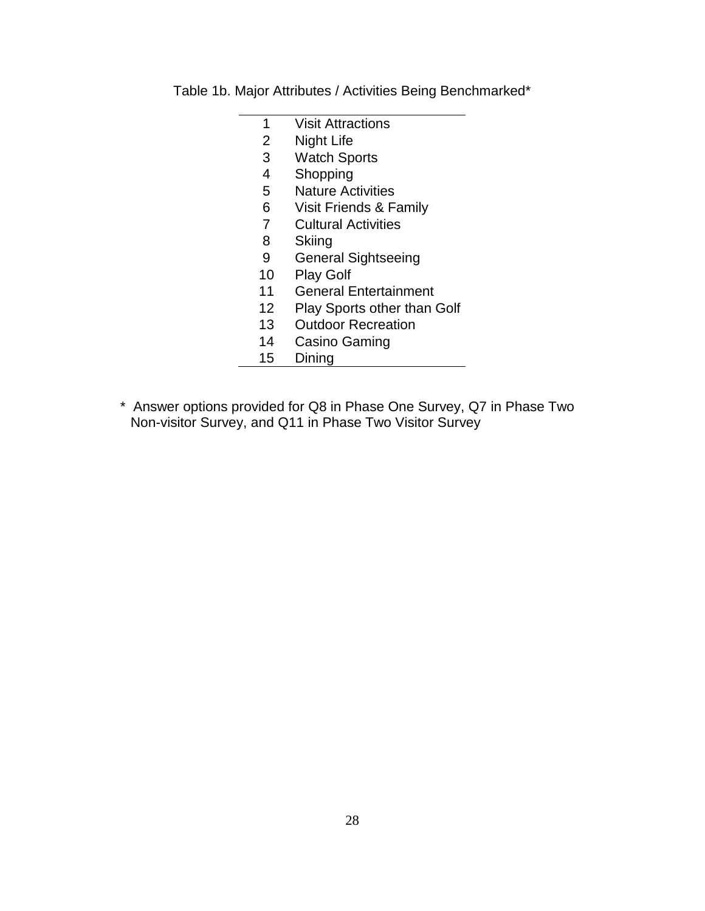Table 1b. Major Attributes / Activities Being Benchmarked*

| | |
|---|---|
| 1 | Visit Attractions |
| 2 | Night Life |
| 3 | Watch Sports |
| 4 | Shopping |
| 5 | Nature Activities |
| 6 | Visit Friends & Family |
| 7 | Cultural Activities |
| 8 | Skiing |
| 9 | General Sightseeing |
| 10 | Play Golf |
| 11 | General Entertainment |
| 12 | Play Sports other than Golf |
| 13 | Outdoor Recreation |
| 14 | Casino Gaming |
| 15 | Dining |

* Answer options provided for Q8 in Phase One Survey, Q7 in Phase Two Non-visitor Survey, and Q11 in Phase Two Visitor Survey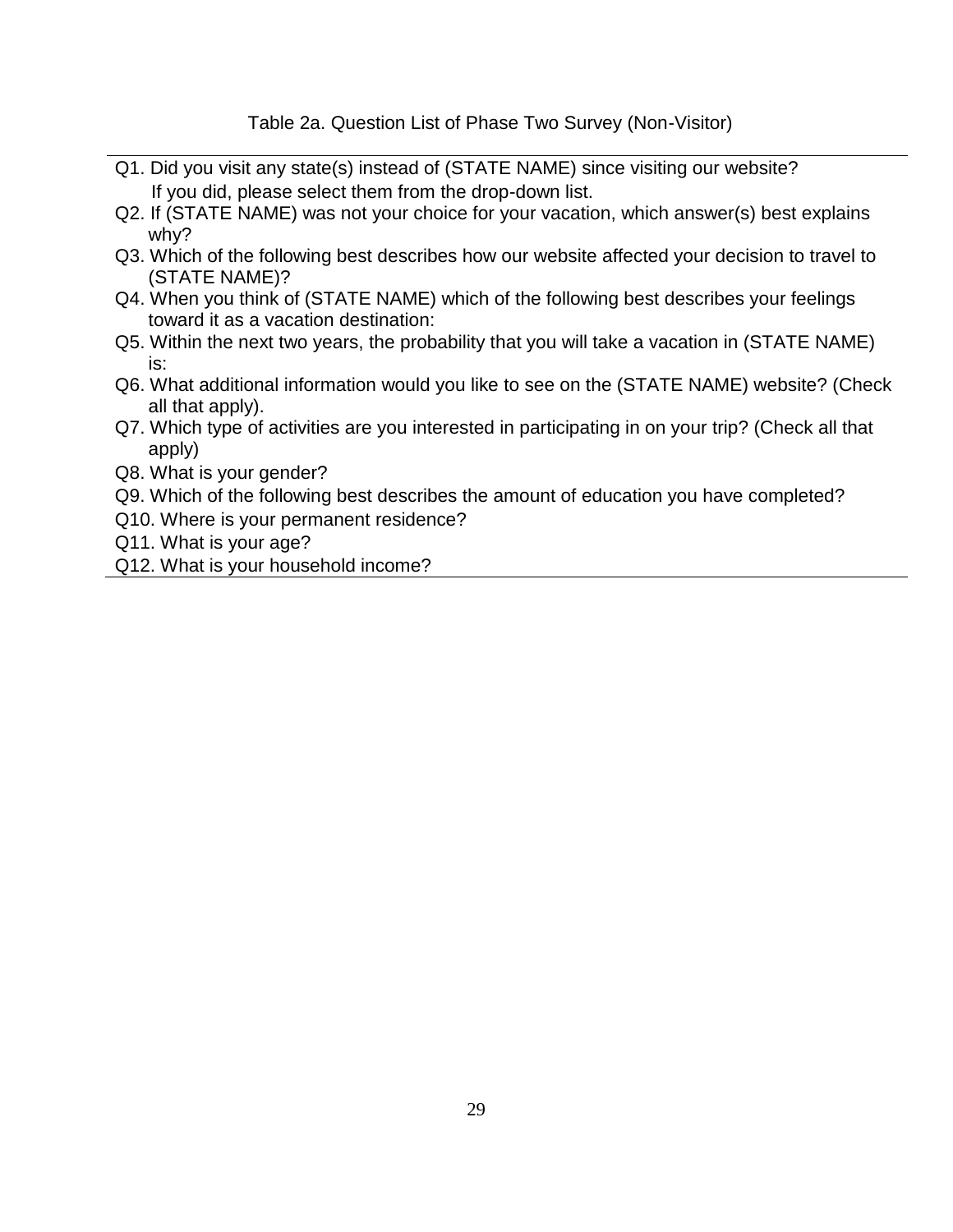Table 2a. Question List of Phase Two Survey (Non-Visitor)

Q1. Did you visit any state(s) instead of (STATE NAME) since visiting our website? If you did, please select them from the drop-down list.

Q2. If (STATE NAME) was not your choice for your vacation, which answer(s) best explains why?

Q3. Which of the following best describes how our website affected your decision to travel to (STATE NAME)?

Q4. When you think of (STATE NAME) which of the following best describes your feelings toward it as a vacation destination:

Q5. Within the next two years, the probability that you will take a vacation in (STATE NAME) is:

Q6. What additional information would you like to see on the (STATE NAME) website? (Check all that apply).

Q7. Which type of activities are you interested in participating in on your trip? (Check all that apply)

Q8. What is your gender?

Q9. Which of the following best describes the amount of education you have completed?

Q10. Where is your permanent residence?

Q11. What is your age?

Q12. What is your household income?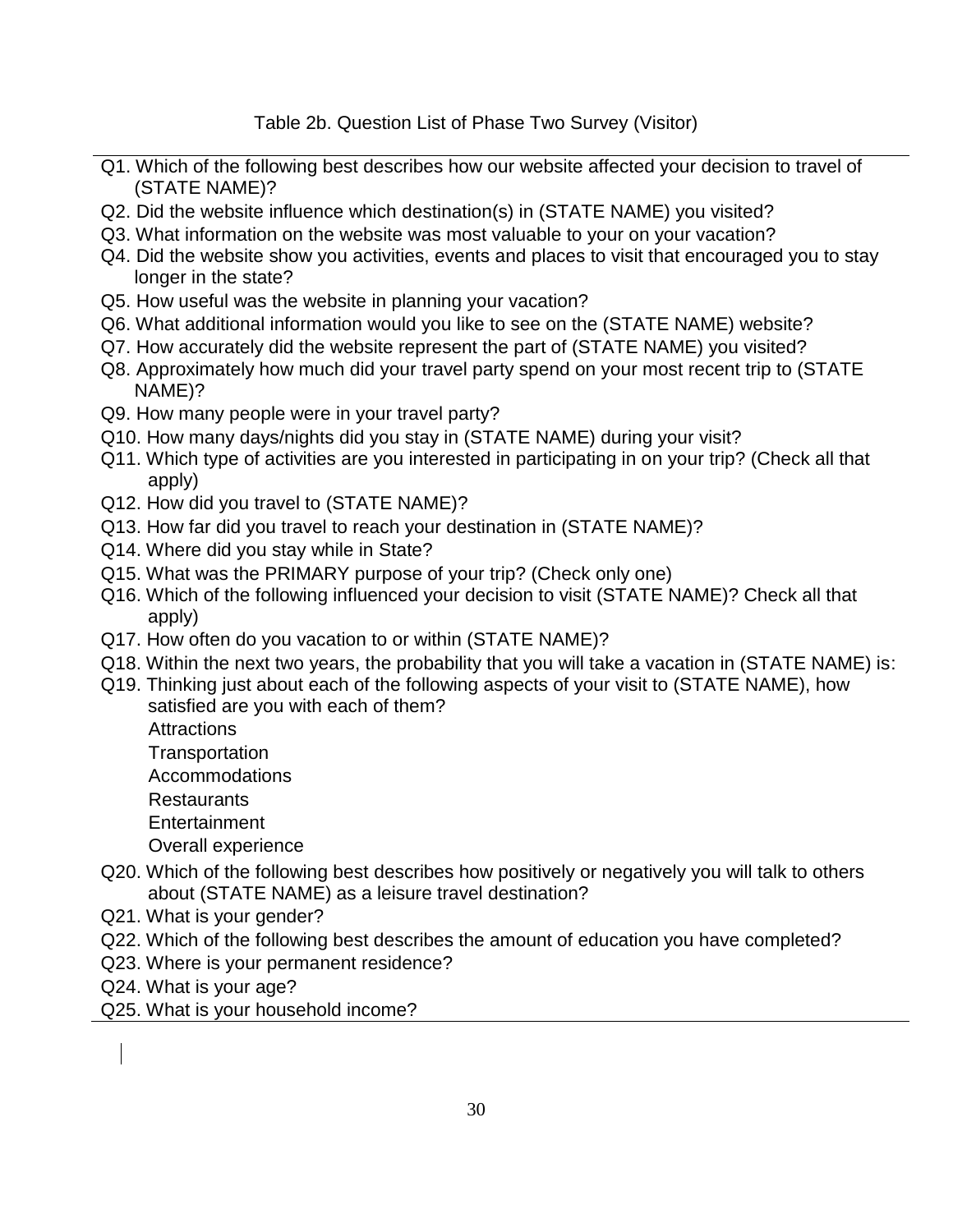Table 2b. Question List of Phase Two Survey (Visitor)

Q1. Which of the following best describes how our website affected your decision to travel of (STATE NAME)?

Q2. Did the website influence which destination(s) in (STATE NAME) you visited?

Q3. What information on the website was most valuable to your on your vacation?

Q4. Did the website show you activities, events and places to visit that encouraged you to stay longer in the state?

Q5. How useful was the website in planning your vacation?

Q6. What additional information would you like to see on the (STATE NAME) website?

Q7. How accurately did the website represent the part of (STATE NAME) you visited?

Q8. Approximately how much did your travel party spend on your most recent trip to (STATE NAME)?

Q9. How many people were in your travel party?

Q10. How many days/nights did you stay in (STATE NAME) during your visit?

Q11. Which type of activities are you interested in participating in on your trip? (Check all that apply)

Q12. How did you travel to (STATE NAME)?

Q13. How far did you travel to reach your destination in (STATE NAME)?

Q14. Where did you stay while in State?

Q15. What was the PRIMARY purpose of your trip? (Check only one)

Q16. Which of the following influenced your decision to visit (STATE NAME)? Check all that apply)

Q17. How often do you vacation to or within (STATE NAME)?

Q18. Within the next two years, the probability that you will take a vacation in (STATE NAME) is:

Q19. Thinking just about each of the following aspects of your visit to (STATE NAME), how satisfied are you with each of them?

- Attractions
- Transportation
- Accommodations
- Restaurants
- Entertainment
- Overall experience

Q20. Which of the following best describes how positively or negatively you will talk to others about (STATE NAME) as a leisure travel destination?

Q21. What is your gender?

Q22. Which of the following best describes the amount of education you have completed?

Q23. Where is your permanent residence?

Q24. What is your age?

Q25. What is your household income?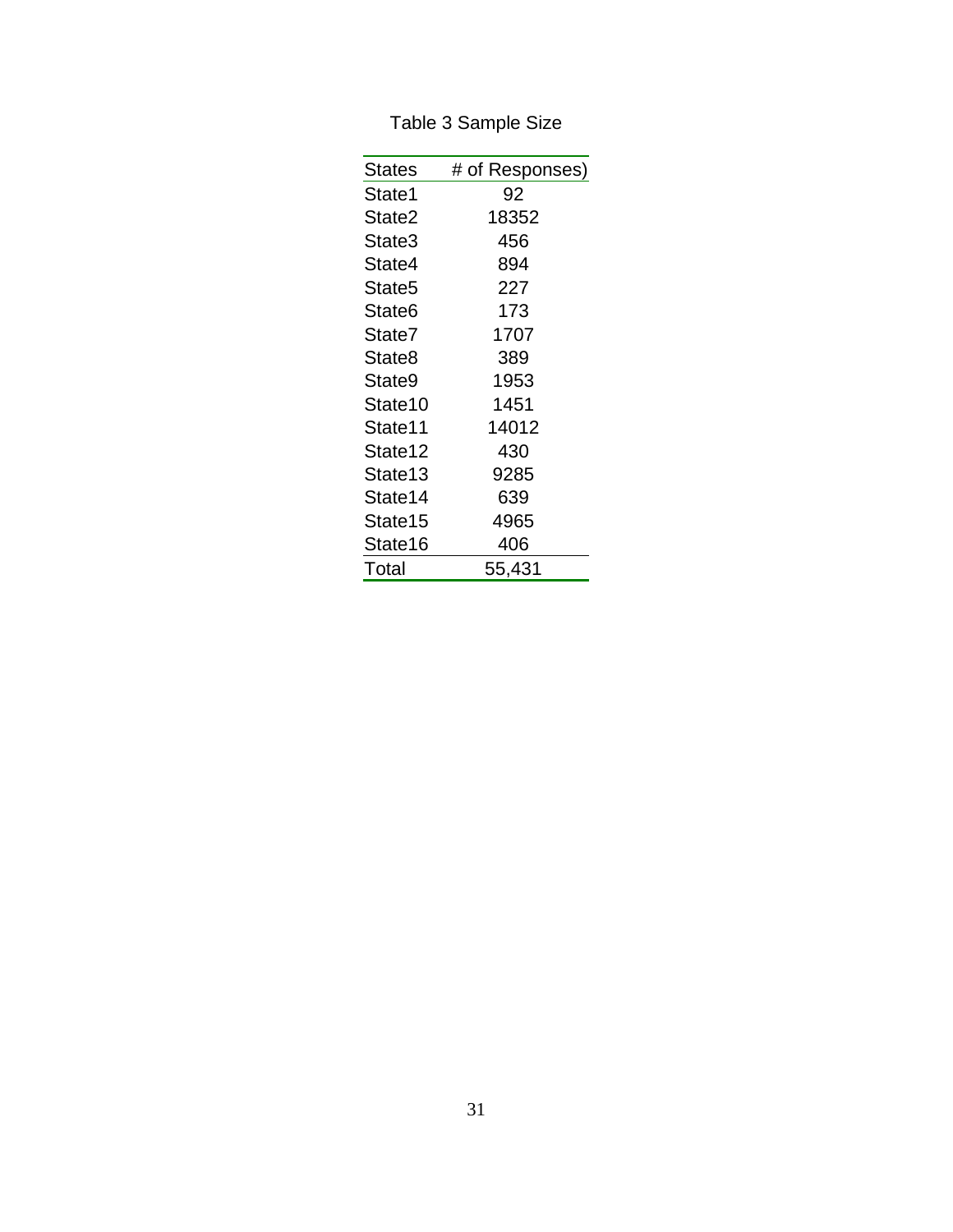Table 3 Sample Size

| States | # of Responses) |
|---|---|
| State1 | 92 |
| State2 | 18352 |
| State3 | 456 |
| State4 | 894 |
| State5 | 227 |
| State6 | 173 |
| State7 | 1707 |
| State8 | 389 |
| State9 | 1953 |
| State10 | 1451 |
| State11 | 14012 |
| State12 | 430 |
| State13 | 9285 |
| State14 | 639 |
| State15 | 4965 |
| State16 | 406 |
| Total | 55,431 |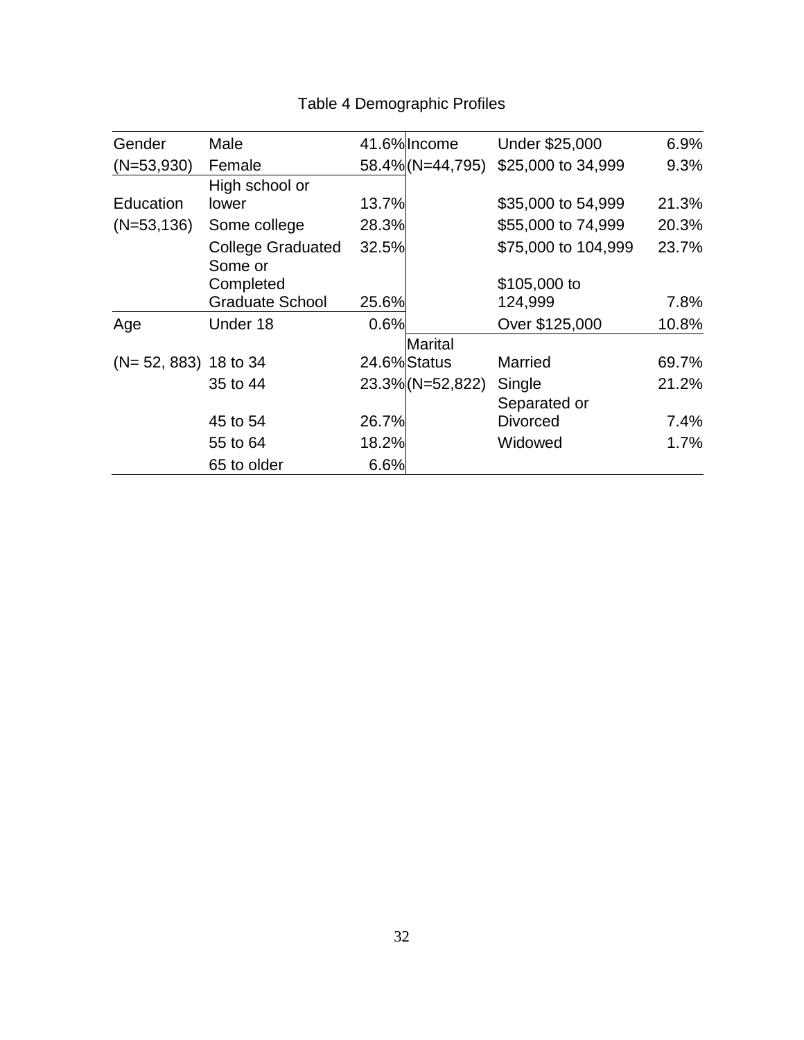Table 4 Demographic Profiles

| | | | | | |
|---|---|---|---|---|---|
| Gender (N=53,930) | Male | 41.6% | Income (N=44,795) | Under $25,000 | 6.9% |
| | Female | 58.4% | | $25,000 to 34,999 | 9.3% |
| Education (N=53,136) | High school or lower | 13.7% | | $35,000 to 54,999 | 21.3% |
| | Some college | 28.3% | | $55,000 to 74,999 | 20.3% |
| | College Graduated | 32.5% | | $75,000 to 104,999 | 23.7% |
| | Some or Completed Graduate School | 25.6% | | $105,000 to 124,999 | 7.8% |
| Age (N= 52, 883) | Under 18 | 0.6% | | Over $125,000 | 10.8% |
| | 18 to 34 | 24.6% | Marital Status (N=52,822) | Married | 69.7% |
| | 35 to 44 | 23.3% | | Single | 21.2% |
| | 45 to 54 | 26.7% | | Separated or Divorced | 7.4% |
| | 55 to 64 | 18.2% | | Widowed | 1.7% |
| | 65 to older | 6.6% | | | |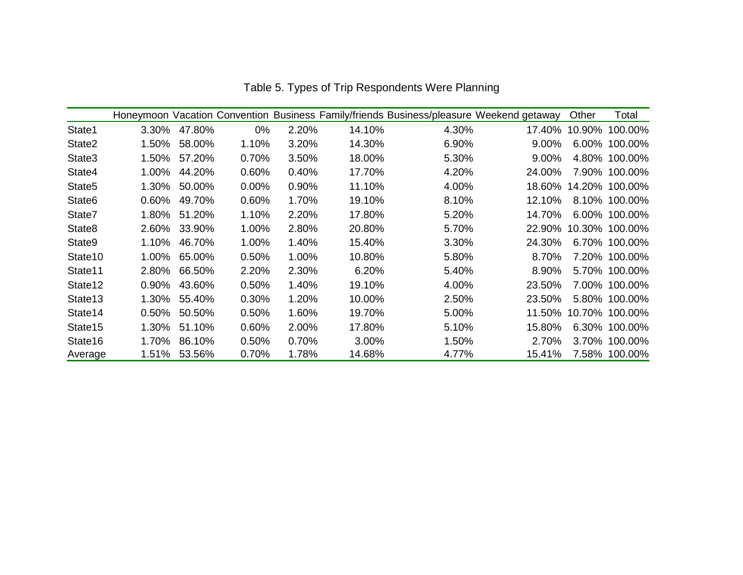Table 5. Types of Trip Respondents Were Planning

| | Honeymoon | Vacation | Convention | Business | Family/friends | Business/pleasure | Weekend getaway | Other | Total |
|---|---|---|---|---|---|---|---|---|---|
| State1 | 3.30% | 47.80% | 0% | 2.20% | 14.10% | 4.30% | 17.40% | 10.90% | 100.00% |
| State2 | 1.50% | 58.00% | 1.10% | 3.20% | 14.30% | 6.90% | 9.00% | 6.00% | 100.00% |
| State3 | 1.50% | 57.20% | 0.70% | 3.50% | 18.00% | 5.30% | 9.00% | 4.80% | 100.00% |
| State4 | 1.00% | 44.20% | 0.60% | 0.40% | 17.70% | 4.20% | 24.00% | 7.90% | 100.00% |
| State5 | 1.30% | 50.00% | 0.00% | 0.90% | 11.10% | 4.00% | 18.60% | 14.20% | 100.00% |
| State6 | 0.60% | 49.70% | 0.60% | 1.70% | 19.10% | 8.10% | 12.10% | 8.10% | 100.00% |
| State7 | 1.80% | 51.20% | 1.10% | 2.20% | 17.80% | 5.20% | 14.70% | 6.00% | 100.00% |
| State8 | 2.60% | 33.90% | 1.00% | 2.80% | 20.80% | 5.70% | 22.90% | 10.30% | 100.00% |
| State9 | 1.10% | 46.70% | 1.00% | 1.40% | 15.40% | 3.30% | 24.30% | 6.70% | 100.00% |
| State10 | 1.00% | 65.00% | 0.50% | 1.00% | 10.80% | 5.80% | 8.70% | 7.20% | 100.00% |
| State11 | 2.80% | 66.50% | 2.20% | 2.30% | 6.20% | 5.40% | 8.90% | 5.70% | 100.00% |
| State12 | 0.90% | 43.60% | 0.50% | 1.40% | 19.10% | 4.00% | 23.50% | 7.00% | 100.00% |
| State13 | 1.30% | 55.40% | 0.30% | 1.20% | 10.00% | 2.50% | 23.50% | 5.80% | 100.00% |
| State14 | 0.50% | 50.50% | 0.50% | 1.60% | 19.70% | 5.00% | 11.50% | 10.70% | 100.00% |
| State15 | 1.30% | 51.10% | 0.60% | 2.00% | 17.80% | 5.10% | 15.80% | 6.30% | 100.00% |
| State16 | 1.70% | 86.10% | 0.50% | 0.70% | 3.00% | 1.50% | 2.70% | 3.70% | 100.00% |
| Average | 1.51% | 53.56% | 0.70% | 1.78% | 14.68% | 4.77% | 15.41% | 7.58% | 100.00% |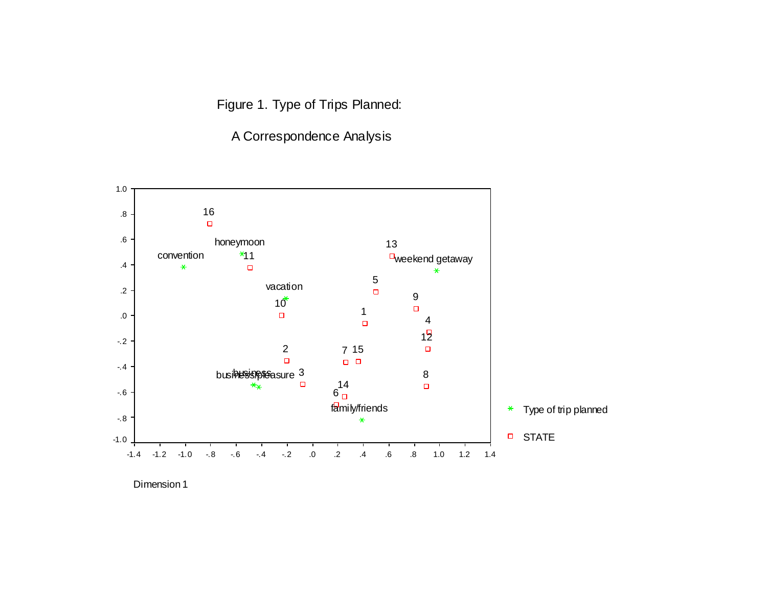Figure 1. Type of Trips Planned:

A Correspondence Analysis

1.0
.8
.6
.4
.2
.0
-.2
-.4
-.6
-.8
-1.0

-1.4 -1.2 -1.0 -.8 -.6 -.4 -.2 .0 .2 .4 .6 .8 1.0 1.2 1.4

Dimension 1

16
honeymoon
convention
11
13
weekend getaway
5
vacation
9
10
1
4
12
2
7
15
business
business/pleasure
3
8
14
6
family/friends

Type of trip planned

STATE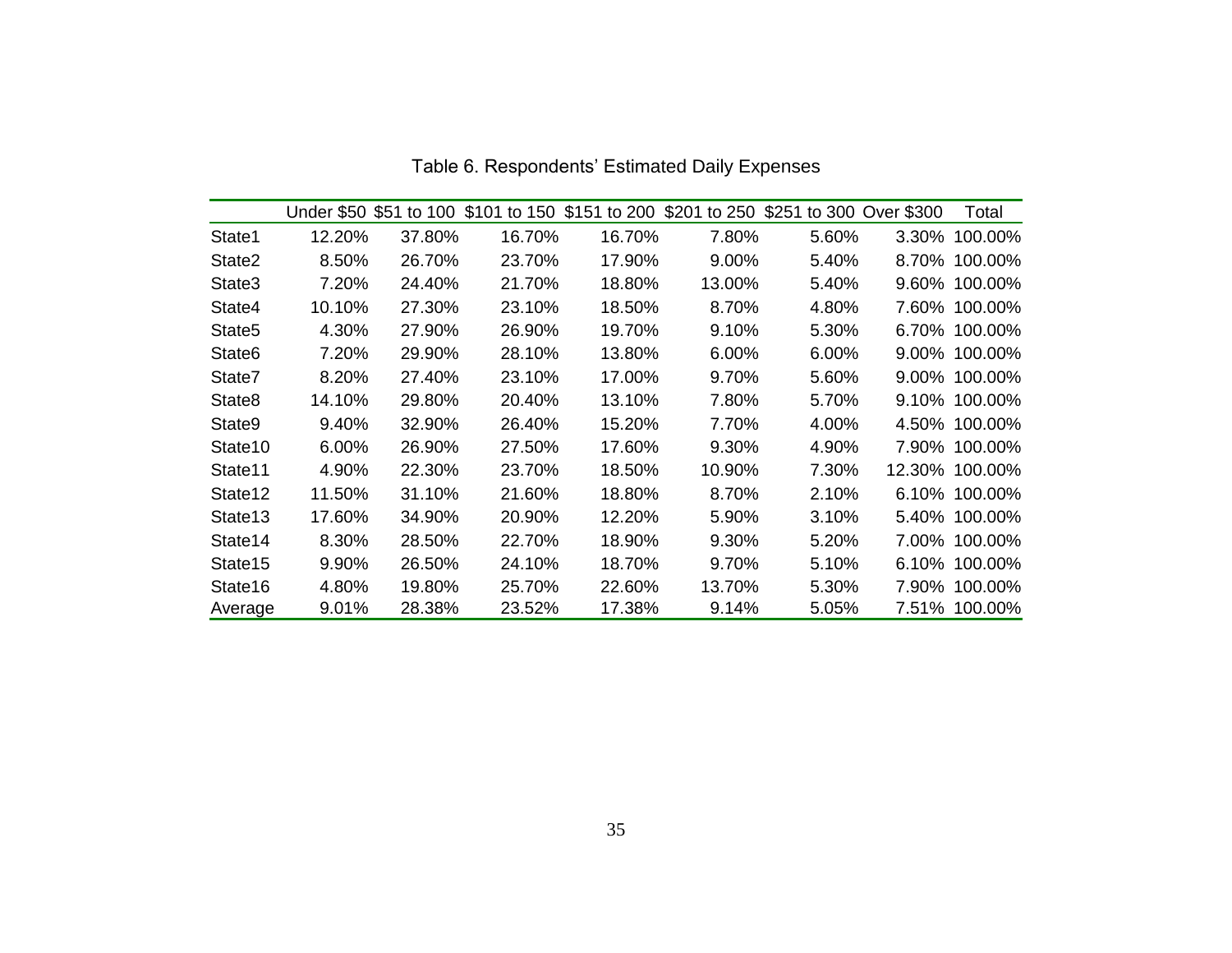Table 6. Respondents' Estimated Daily Expenses

| | Under $50 | $51 to 100 | $101 to 150 | $151 to 200 | $201 to 250 | $251 to 300 | Over $300 | Total |
|---|---|---|---|---|---|---|---|---|
| State1 | 12.20% | 37.80% | 16.70% | 16.70% | 7.80% | 5.60% | 3.30% | 100.00% |
| State2 | 8.50% | 26.70% | 23.70% | 17.90% | 9.00% | 5.40% | 8.70% | 100.00% |
| State3 | 7.20% | 24.40% | 21.70% | 18.80% | 13.00% | 5.40% | 9.60% | 100.00% |
| State4 | 10.10% | 27.30% | 23.10% | 18.50% | 8.70% | 4.80% | 7.60% | 100.00% |
| State5 | 4.30% | 27.90% | 26.90% | 19.70% | 9.10% | 5.30% | 6.70% | 100.00% |
| State6 | 7.20% | 29.90% | 28.10% | 13.80% | 6.00% | 6.00% | 9.00% | 100.00% |
| State7 | 8.20% | 27.40% | 23.10% | 17.00% | 9.70% | 5.60% | 9.00% | 100.00% |
| State8 | 14.10% | 29.80% | 20.40% | 13.10% | 7.80% | 5.70% | 9.10% | 100.00% |
| State9 | 9.40% | 32.90% | 26.40% | 15.20% | 7.70% | 4.00% | 4.50% | 100.00% |
| State10 | 6.00% | 26.90% | 27.50% | 17.60% | 9.30% | 4.90% | 7.90% | 100.00% |
| State11 | 4.90% | 22.30% | 23.70% | 18.50% | 10.90% | 7.30% | 12.30% | 100.00% |
| State12 | 11.50% | 31.10% | 21.60% | 18.80% | 8.70% | 2.10% | 6.10% | 100.00% |
| State13 | 17.60% | 34.90% | 20.90% | 12.20% | 5.90% | 3.10% | 5.40% | 100.00% |
| State14 | 8.30% | 28.50% | 22.70% | 18.90% | 9.30% | 5.20% | 7.00% | 100.00% |
| State15 | 9.90% | 26.50% | 24.10% | 18.70% | 9.70% | 5.10% | 6.10% | 100.00% |
| State16 | 4.80% | 19.80% | 25.70% | 22.60% | 13.70% | 5.30% | 7.90% | 100.00% |
| Average | 9.01% | 28.38% | 23.52% | 17.38% | 9.14% | 5.05% | 7.51% | 100.00% |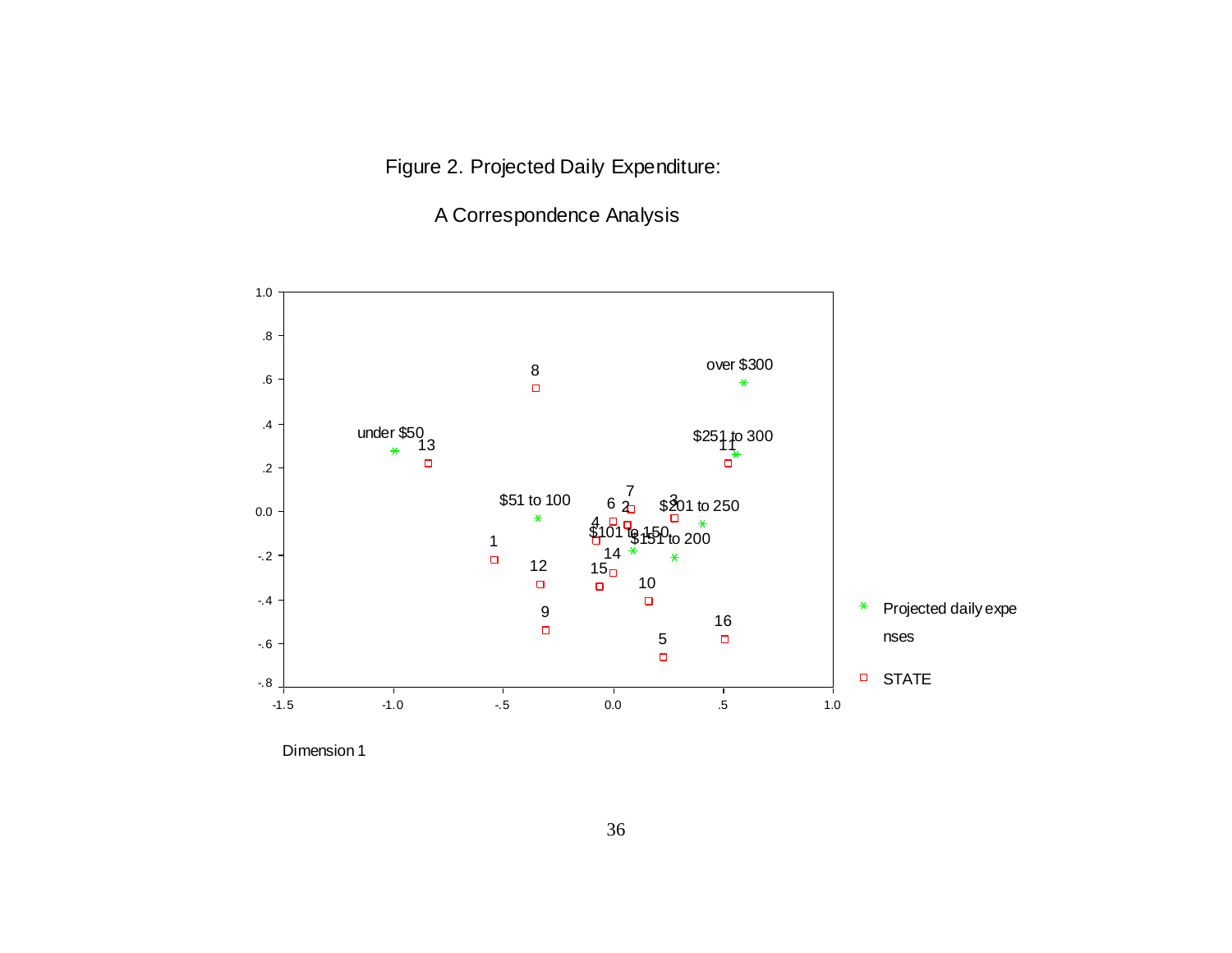Figure 2. Projected Daily Expenditure:

A Correspondence Analysis

1.0
.8
.6
.4
.2
0.0
-.2
-.4
-.6
-.8

-1.5
-1.0
-.5
0.0
.5
1.0

Dimension 1

over $300
$251 to 300
$201 to 250
$151 to 200
$101 to 150
$51 to 100
under $50

1
2
3
4
5
6
7
8
9
10
11
12
13
14
15
16

Projected daily expenses

STATE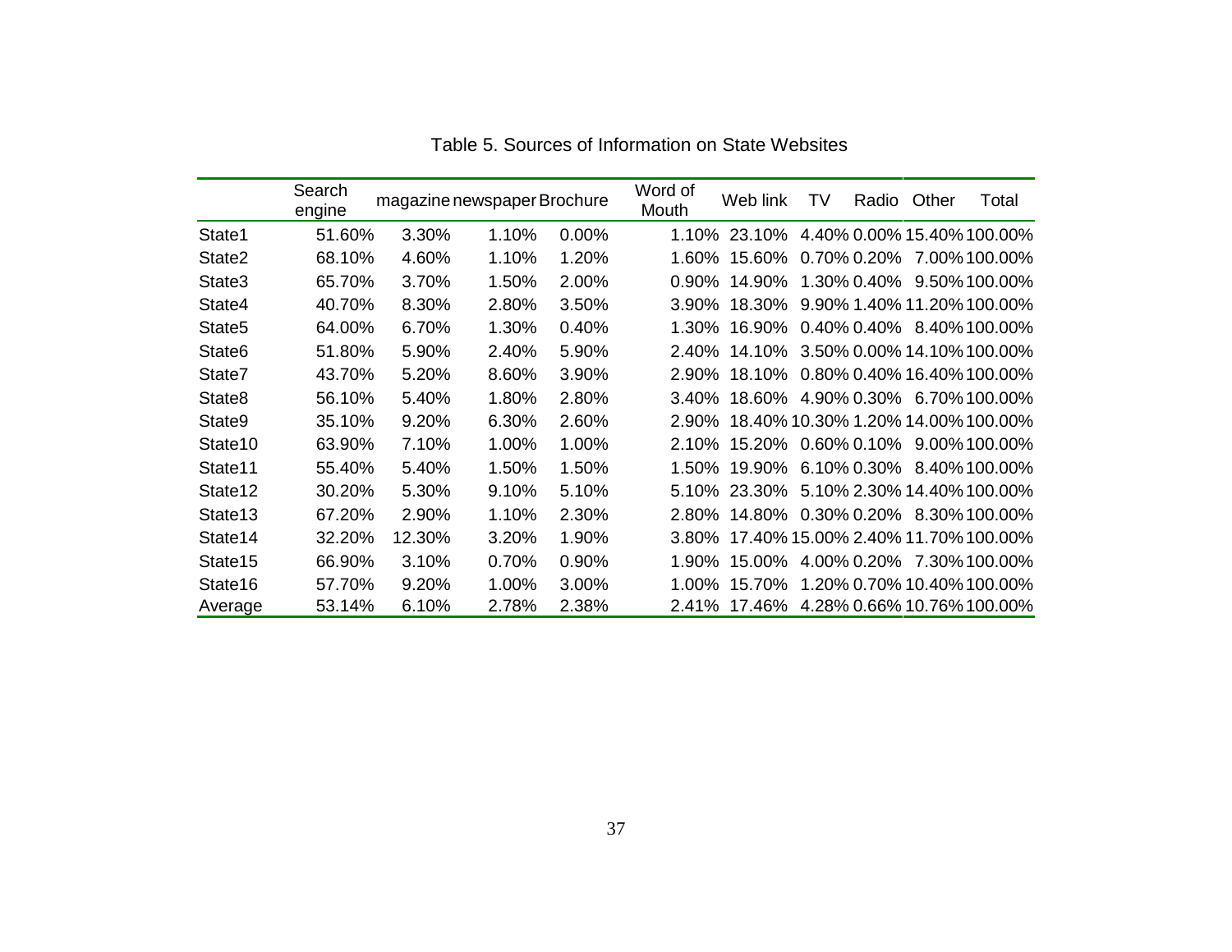Table 5. Sources of Information on State Websites

| | Search engine | magazine | newspaper | Brochure | Word of Mouth | Web link | TV | Radio | Other | Total |
|---|---|---|---|---|---|---|---|---|---|---|
| State1 | 51.60% | 3.30% | 1.10% | 0.00% | 1.10% | 23.10% | 4.40% | 0.00% | 15.40% | 100.00% |
| State2 | 68.10% | 4.60% | 1.10% | 1.20% | 1.60% | 15.60% | 0.70% | 0.20% | 7.00% | 100.00% |
| State3 | 65.70% | 3.70% | 1.50% | 2.00% | 0.90% | 14.90% | 1.30% | 0.40% | 9.50% | 100.00% |
| State4 | 40.70% | 8.30% | 2.80% | 3.50% | 3.90% | 18.30% | 9.90% | 1.40% | 11.20% | 100.00% |
| State5 | 64.00% | 6.70% | 1.30% | 0.40% | 1.30% | 16.90% | 0.40% | 0.40% | 8.40% | 100.00% |
| State6 | 51.80% | 5.90% | 2.40% | 5.90% | 2.40% | 14.10% | 3.50% | 0.00% | 14.10% | 100.00% |
| State7 | 43.70% | 5.20% | 8.60% | 3.90% | 2.90% | 18.10% | 0.80% | 0.40% | 16.40% | 100.00% |
| State8 | 56.10% | 5.40% | 1.80% | 2.80% | 3.40% | 18.60% | 4.90% | 0.30% | 6.70% | 100.00% |
| State9 | 35.10% | 9.20% | 6.30% | 2.60% | 2.90% | 18.40% | 10.30% | 1.20% | 14.00% | 100.00% |
| State10 | 63.90% | 7.10% | 1.00% | 1.00% | 2.10% | 15.20% | 0.60% | 0.10% | 9.00% | 100.00% |
| State11 | 55.40% | 5.40% | 1.50% | 1.50% | 1.50% | 19.90% | 6.10% | 0.30% | 8.40% | 100.00% |
| State12 | 30.20% | 5.30% | 9.10% | 5.10% | 5.10% | 23.30% | 5.10% | 2.30% | 14.40% | 100.00% |
| State13 | 67.20% | 2.90% | 1.10% | 2.30% | 2.80% | 14.80% | 0.30% | 0.20% | 8.30% | 100.00% |
| State14 | 32.20% | 12.30% | 3.20% | 1.90% | 3.80% | 17.40% | 15.00% | 2.40% | 11.70% | 100.00% |
| State15 | 66.90% | 3.10% | 0.70% | 0.90% | 1.90% | 15.00% | 4.00% | 0.20% | 7.30% | 100.00% |
| State16 | 57.70% | 9.20% | 1.00% | 3.00% | 1.00% | 15.70% | 1.20% | 0.70% | 10.40% | 100.00% |
| Average | 53.14% | 6.10% | 2.78% | 2.38% | 2.41% | 17.46% | 4.28% | 0.66% | 10.76% | 100.00% |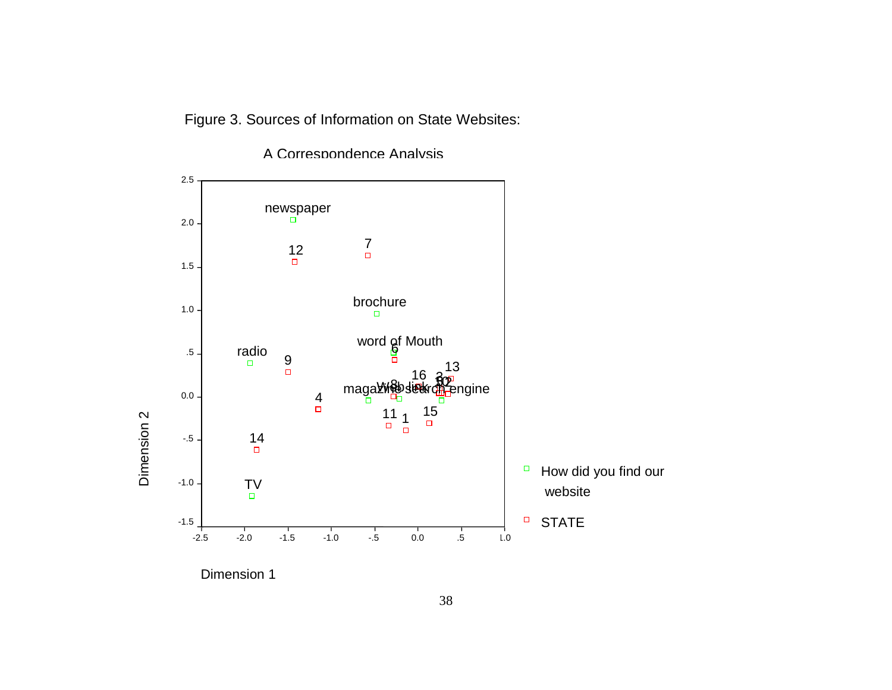Figure 3. Sources of Information on State Websites:

A Correspondence Analysis

newspaper

12

7

brochure

word of Mouth

6

radio

9

13

16

3

10

2

magazine

8

Web link

search engine

4

11

1

15

14

TV

2.5

2.0

1.5

1.0

.5

0.0

-.5

-1.0

-1.5

-2.5

-2.0

-1.5

-1.0

-.5

0.0

.5

1.0

Dimension 2

Dimension 1

How did you find our website

STATE